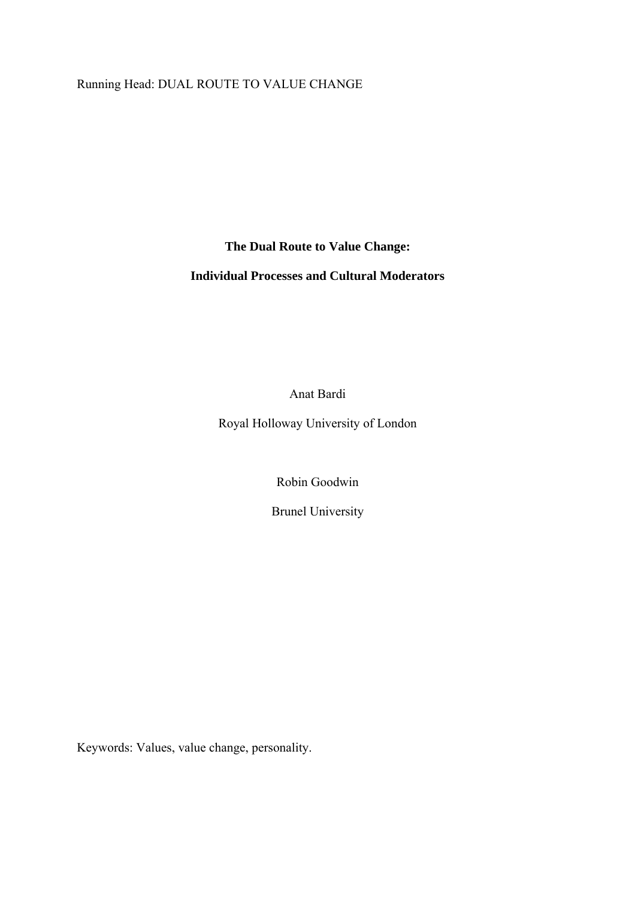Running Head: DUAL ROUTE TO VALUE CHANGE

# The Dual Route to Value Change:

# Individual Processes and Cultural Moderators

Anat Bardi

Royal Holloway University of London

Robin Goodwin

Brunel University

Keywords: Values, value change, personality.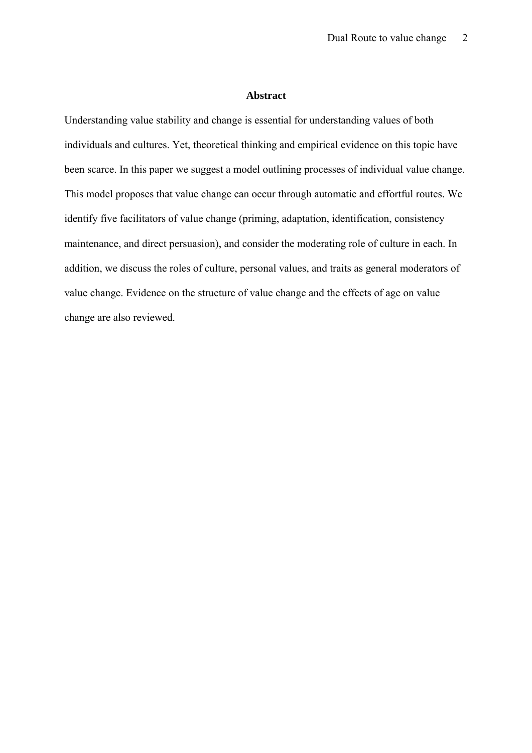## Abstract

Understanding value stability and change is essential for understanding values of both individuals and cultures. Yet, theoretical thinking and empirical evidence on this topic have been scarce. In this paper we suggest a model outlining processes of individual value change. This model proposes that value change can occur through automatic and effortful routes. We identify five facilitators of value change (priming, adaptation, identification, consistency maintenance, and direct persuasion), and consider the moderating role of culture in each. In addition, we discuss the roles of culture, personal values, and traits as general moderators of value change. Evidence on the structure of value change and the effects of age on value change are also reviewed.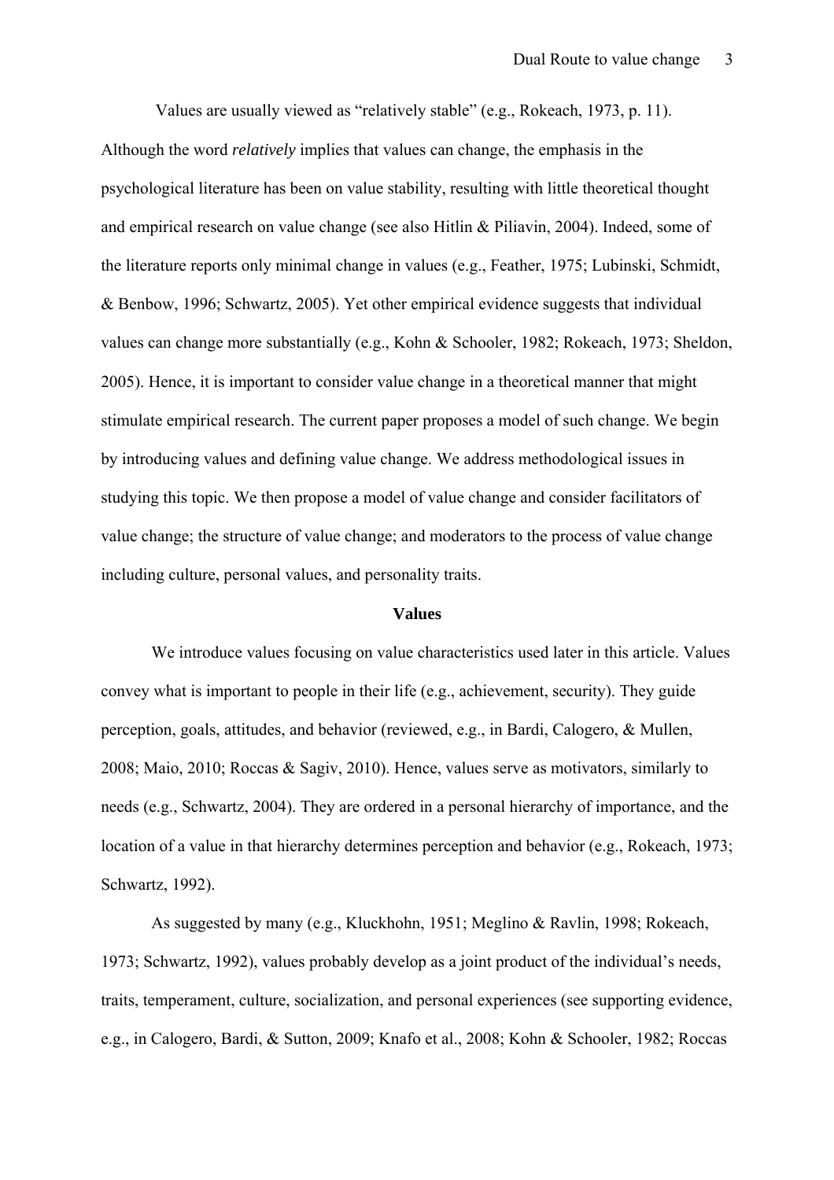Values are usually viewed as "relatively stable" (e.g., Rokeach, 1973, p. 11). Although the word *relatively* implies that values can change, the emphasis in the psychological literature has been on value stability, resulting with little theoretical thought and empirical research on value change (see also Hitlin & Piliavin, 2004). Indeed, some of the literature reports only minimal change in values (e.g., Feather, 1975; Lubinski, Schmidt, & Benbow, 1996; Schwartz, 2005). Yet other empirical evidence suggests that individual values can change more substantially (e.g., Kohn & Schooler, 1982; Rokeach, 1973; Sheldon, 2005). Hence, it is important to consider value change in a theoretical manner that might stimulate empirical research. The current paper proposes a model of such change. We begin by introducing values and defining value change. We address methodological issues in studying this topic. We then propose a model of value change and consider facilitators of value change; the structure of value change; and moderators to the process of value change including culture, personal values, and personality traits.

## Values

We introduce values focusing on value characteristics used later in this article. Values convey what is important to people in their life (e.g., achievement, security). They guide perception, goals, attitudes, and behavior (reviewed, e.g., in Bardi, Calogero, & Mullen, 2008; Maio, 2010; Roccas & Sagiv, 2010). Hence, values serve as motivators, similarly to needs (e.g., Schwartz, 2004). They are ordered in a personal hierarchy of importance, and the location of a value in that hierarchy determines perception and behavior (e.g., Rokeach, 1973; Schwartz, 1992).

As suggested by many (e.g., Kluckhohn, 1951; Meglino & Ravlin, 1998; Rokeach, 1973; Schwartz, 1992), values probably develop as a joint product of the individual's needs, traits, temperament, culture, socialization, and personal experiences (see supporting evidence, e.g., in Calogero, Bardi, & Sutton, 2009; Knafo et al., 2008; Kohn & Schooler, 1982; Roccas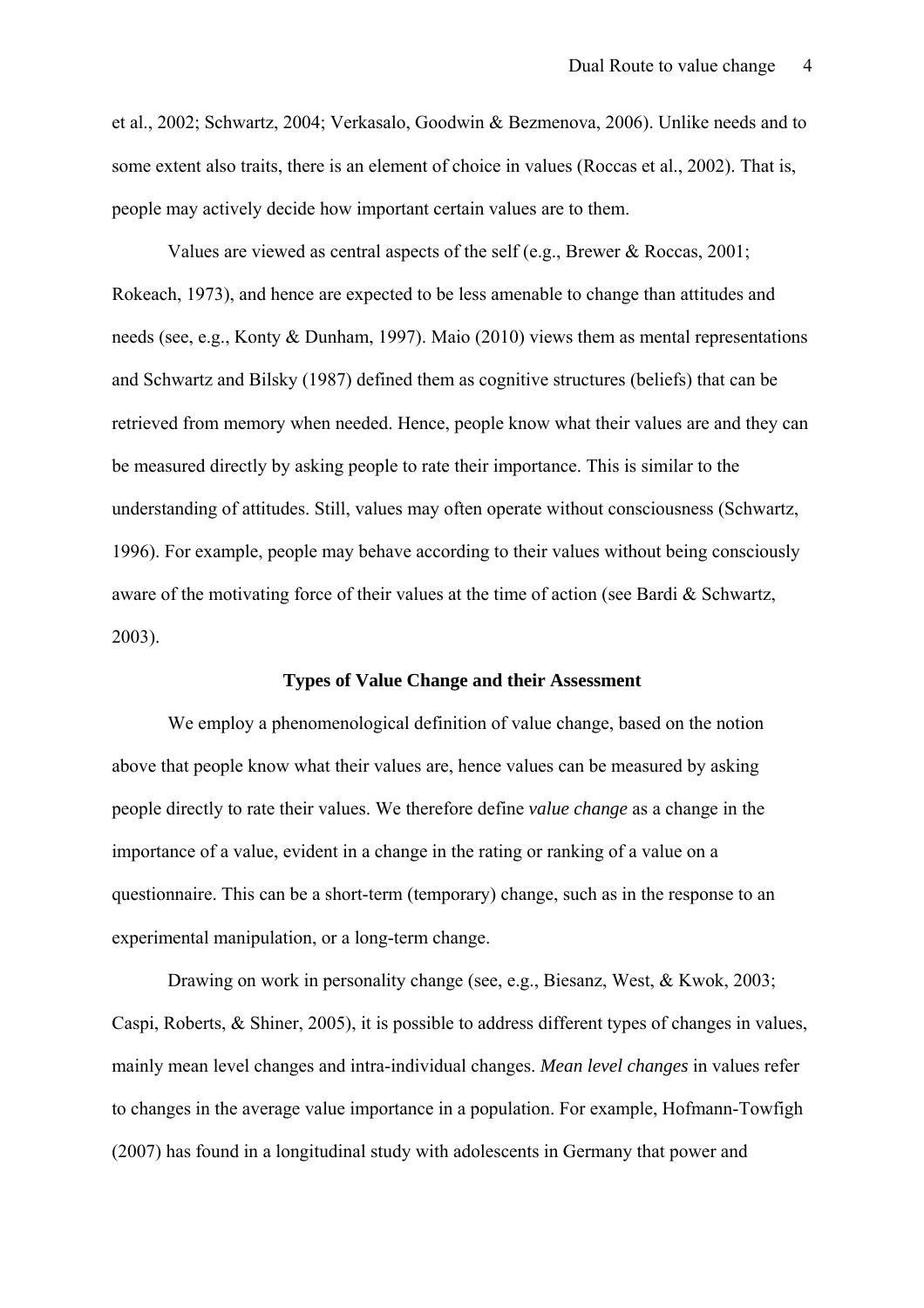et al., 2002; Schwartz, 2004; Verkasalo, Goodwin & Bezmenova, 2006). Unlike needs and to some extent also traits, there is an element of choice in values (Roccas et al., 2002). That is, people may actively decide how important certain values are to them.

Values are viewed as central aspects of the self (e.g., Brewer & Roccas, 2001; Rokeach, 1973), and hence are expected to be less amenable to change than attitudes and needs (see, e.g., Konty & Dunham, 1997). Maio (2010) views them as mental representations and Schwartz and Bilsky (1987) defined them as cognitive structures (beliefs) that can be retrieved from memory when needed. Hence, people know what their values are and they can be measured directly by asking people to rate their importance. This is similar to the understanding of attitudes. Still, values may often operate without consciousness (Schwartz, 1996). For example, people may behave according to their values without being consciously aware of the motivating force of their values at the time of action (see Bardi & Schwartz, 2003).

## Types of Value Change and their Assessment

We employ a phenomenological definition of value change, based on the notion above that people know what their values are, hence values can be measured by asking people directly to rate their values. We therefore define *value change* as a change in the importance of a value, evident in a change in the rating or ranking of a value on a questionnaire. This can be a short-term (temporary) change, such as in the response to an experimental manipulation, or a long-term change.

Drawing on work in personality change (see, e.g., Biesanz, West, & Kwok, 2003; Caspi, Roberts, & Shiner, 2005), it is possible to address different types of changes in values, mainly mean level changes and intra-individual changes. *Mean level changes* in values refer to changes in the average value importance in a population. For example, Hofmann-Towfigh (2007) has found in a longitudinal study with adolescents in Germany that power and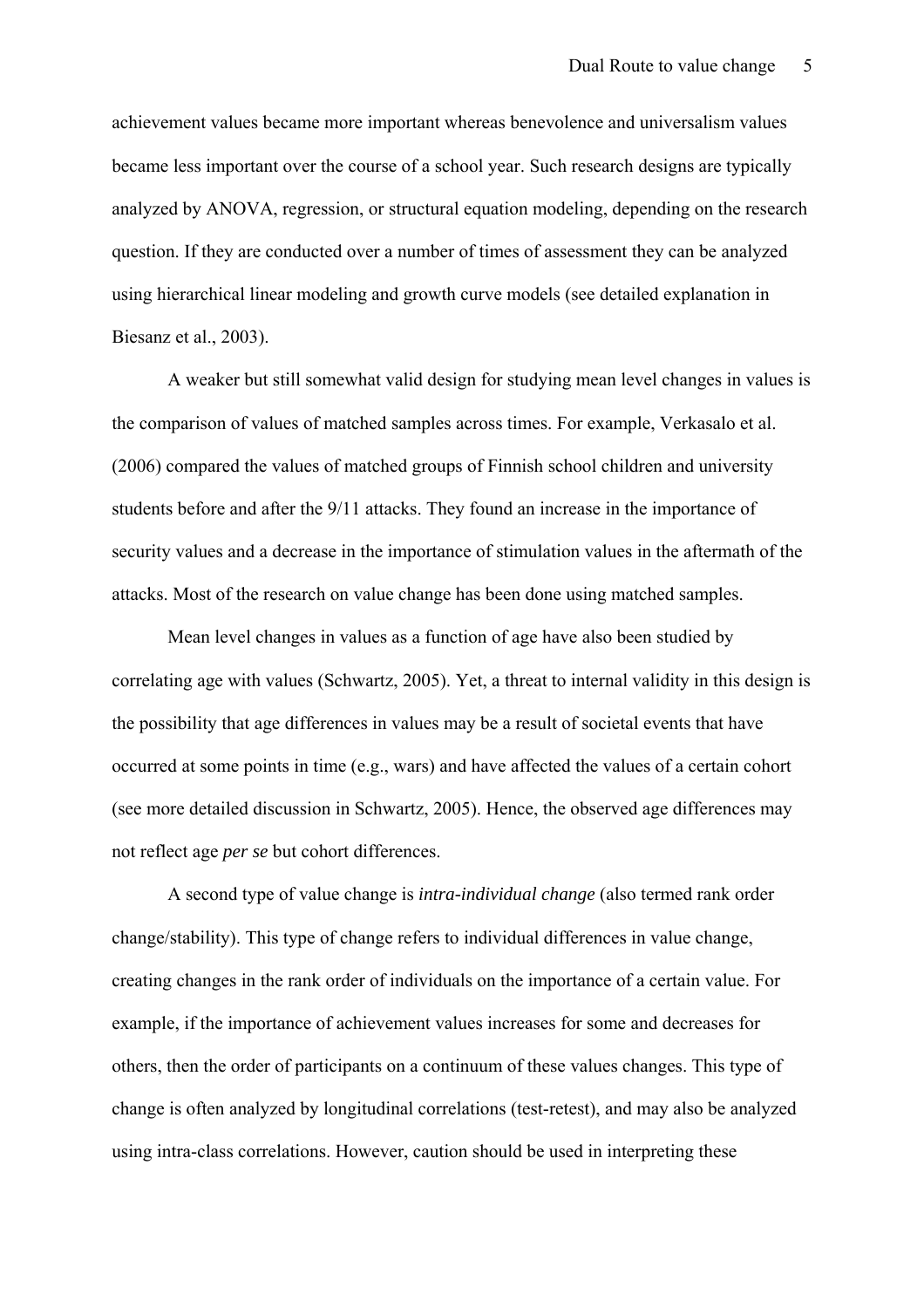achievement values became more important whereas benevolence and universalism values became less important over the course of a school year. Such research designs are typically analyzed by ANOVA, regression, or structural equation modeling, depending on the research question. If they are conducted over a number of times of assessment they can be analyzed using hierarchical linear modeling and growth curve models (see detailed explanation in Biesanz et al., 2003).

A weaker but still somewhat valid design for studying mean level changes in values is the comparison of values of matched samples across times. For example, Verkasalo et al. (2006) compared the values of matched groups of Finnish school children and university students before and after the 9/11 attacks. They found an increase in the importance of security values and a decrease in the importance of stimulation values in the aftermath of the attacks. Most of the research on value change has been done using matched samples.

Mean level changes in values as a function of age have also been studied by correlating age with values (Schwartz, 2005). Yet, a threat to internal validity in this design is the possibility that age differences in values may be a result of societal events that have occurred at some points in time (e.g., wars) and have affected the values of a certain cohort (see more detailed discussion in Schwartz, 2005). Hence, the observed age differences may not reflect age *per se* but cohort differences.

A second type of value change is *intra-individual change* (also termed rank order change/stability). This type of change refers to individual differences in value change, creating changes in the rank order of individuals on the importance of a certain value. For example, if the importance of achievement values increases for some and decreases for others, then the order of participants on a continuum of these values changes. This type of change is often analyzed by longitudinal correlations (test-retest), and may also be analyzed using intra-class correlations. However, caution should be used in interpreting these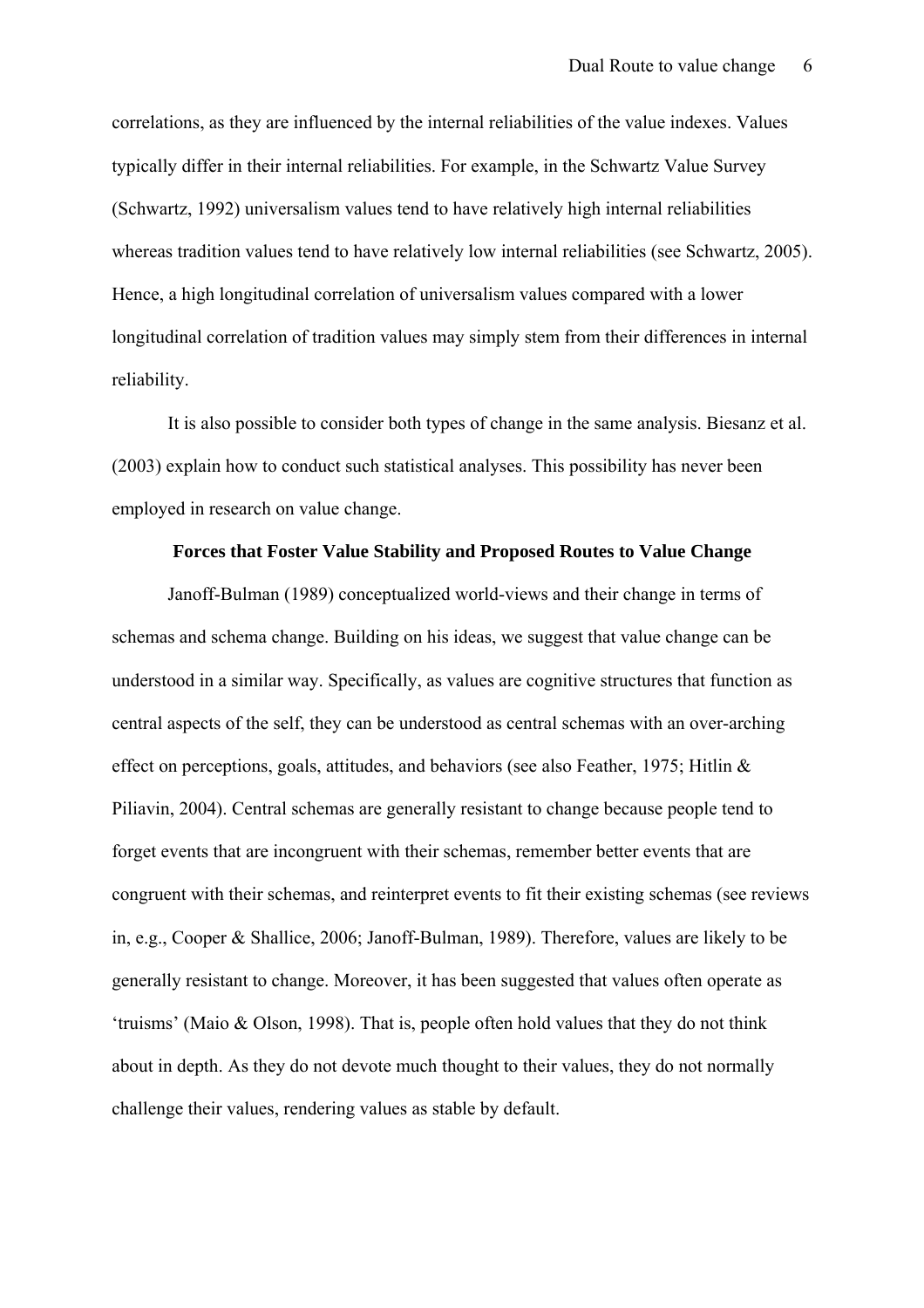correlations, as they are influenced by the internal reliabilities of the value indexes. Values typically differ in their internal reliabilities. For example, in the Schwartz Value Survey (Schwartz, 1992) universalism values tend to have relatively high internal reliabilities whereas tradition values tend to have relatively low internal reliabilities (see Schwartz, 2005). Hence, a high longitudinal correlation of universalism values compared with a lower longitudinal correlation of tradition values may simply stem from their differences in internal reliability.

It is also possible to consider both types of change in the same analysis. Biesanz et al. (2003) explain how to conduct such statistical analyses. This possibility has never been employed in research on value change.

## Forces that Foster Value Stability and Proposed Routes to Value Change

Janoff-Bulman (1989) conceptualized world-views and their change in terms of schemas and schema change. Building on his ideas, we suggest that value change can be understood in a similar way. Specifically, as values are cognitive structures that function as central aspects of the self, they can be understood as central schemas with an over-arching effect on perceptions, goals, attitudes, and behaviors (see also Feather, 1975; Hitlin & Piliavin, 2004). Central schemas are generally resistant to change because people tend to forget events that are incongruent with their schemas, remember better events that are congruent with their schemas, and reinterpret events to fit their existing schemas (see reviews in, e.g., Cooper & Shallice, 2006; Janoff-Bulman, 1989). Therefore, values are likely to be generally resistant to change. Moreover, it has been suggested that values often operate as 'truisms' (Maio & Olson, 1998). That is, people often hold values that they do not think about in depth. As they do not devote much thought to their values, they do not normally challenge their values, rendering values as stable by default.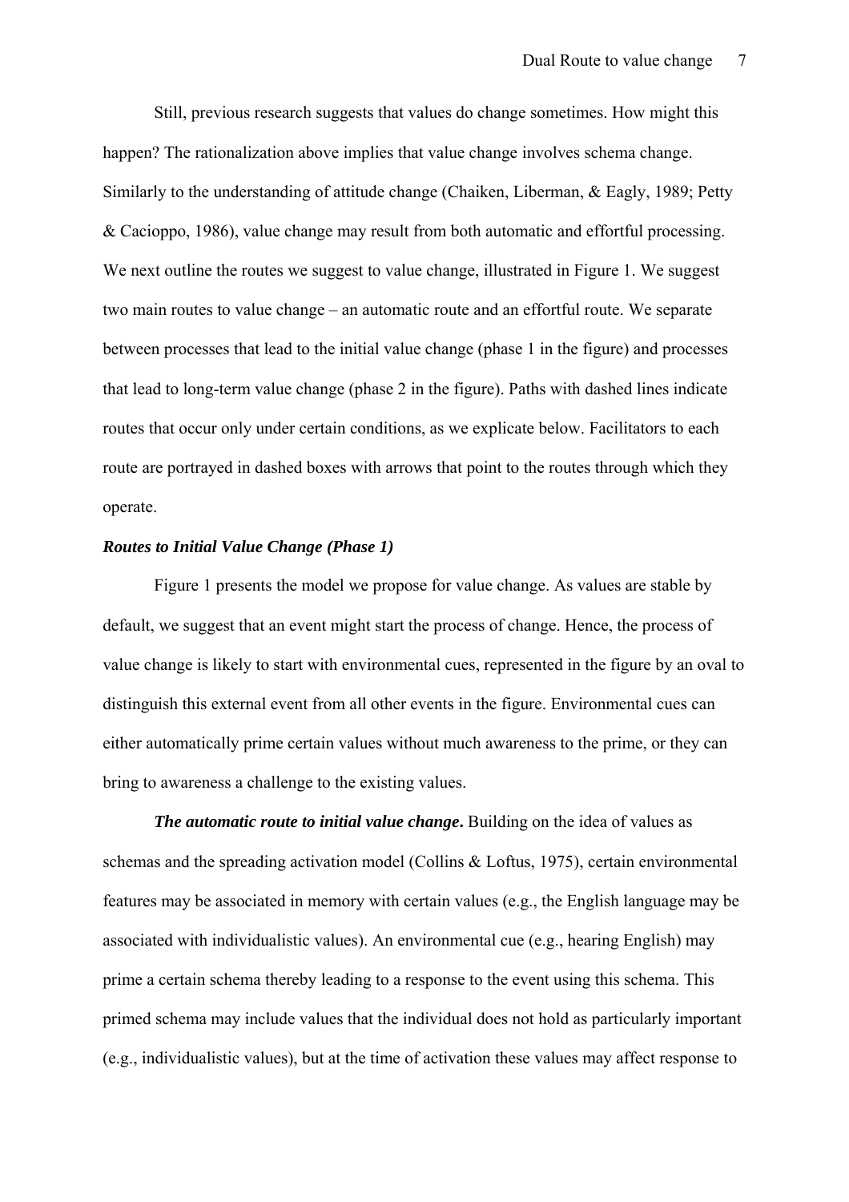Still, previous research suggests that values do change sometimes. How might this happen? The rationalization above implies that value change involves schema change. Similarly to the understanding of attitude change (Chaiken, Liberman, & Eagly, 1989; Petty & Cacioppo, 1986), value change may result from both automatic and effortful processing. We next outline the routes we suggest to value change, illustrated in Figure 1. We suggest two main routes to value change – an automatic route and an effortful route. We separate between processes that lead to the initial value change (phase 1 in the figure) and processes that lead to long-term value change (phase 2 in the figure). Paths with dashed lines indicate routes that occur only under certain conditions, as we explicate below. Facilitators to each route are portrayed in dashed boxes with arrows that point to the routes through which they operate.

### *Routes to Initial Value Change (Phase 1)*

Figure 1 presents the model we propose for value change. As values are stable by default, we suggest that an event might start the process of change. Hence, the process of value change is likely to start with environmental cues, represented in the figure by an oval to distinguish this external event from all other events in the figure. Environmental cues can either automatically prime certain values without much awareness to the prime, or they can bring to awareness a challenge to the existing values.

***The automatic route to initial value change*.** Building on the idea of values as schemas and the spreading activation model (Collins & Loftus, 1975), certain environmental features may be associated in memory with certain values (e.g., the English language may be associated with individualistic values). An environmental cue (e.g., hearing English) may prime a certain schema thereby leading to a response to the event using this schema. This primed schema may include values that the individual does not hold as particularly important (e.g., individualistic values), but at the time of activation these values may affect response to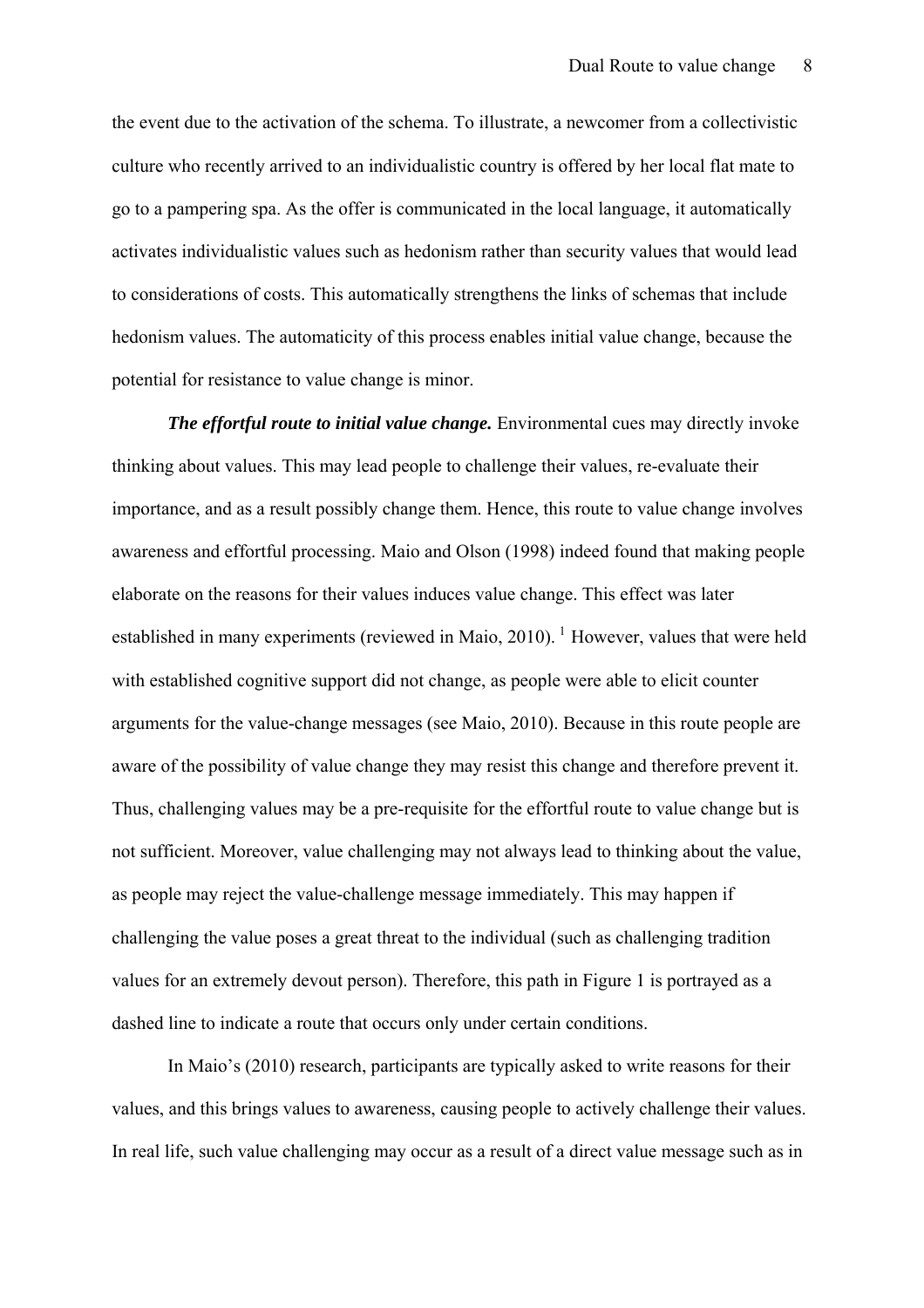the event due to the activation of the schema. To illustrate, a newcomer from a collectivistic culture who recently arrived to an individualistic country is offered by her local flat mate to go to a pampering spa. As the offer is communicated in the local language, it automatically activates individualistic values such as hedonism rather than security values that would lead to considerations of costs. This automatically strengthens the links of schemas that include hedonism values. The automaticity of this process enables initial value change, because the potential for resistance to value change is minor.

***The effortful route to initial value change.*** Environmental cues may directly invoke thinking about values. This may lead people to challenge their values, re-evaluate their importance, and as a result possibly change them. Hence, this route to value change involves awareness and effortful processing. Maio and Olson (1998) indeed found that making people elaborate on the reasons for their values induces value change. This effect was later established in many experiments (reviewed in Maio, 2010). [1] However, values that were held with established cognitive support did not change, as people were able to elicit counter arguments for the value-change messages (see Maio, 2010). Because in this route people are aware of the possibility of value change they may resist this change and therefore prevent it. Thus, challenging values may be a pre-requisite for the effortful route to value change but is not sufficient. Moreover, value challenging may not always lead to thinking about the value, as people may reject the value-challenge message immediately. This may happen if challenging the value poses a great threat to the individual (such as challenging tradition values for an extremely devout person). Therefore, this path in Figure 1 is portrayed as a dashed line to indicate a route that occurs only under certain conditions.

In Maio's (2010) research, participants are typically asked to write reasons for their values, and this brings values to awareness, causing people to actively challenge their values. In real life, such value challenging may occur as a result of a direct value message such as in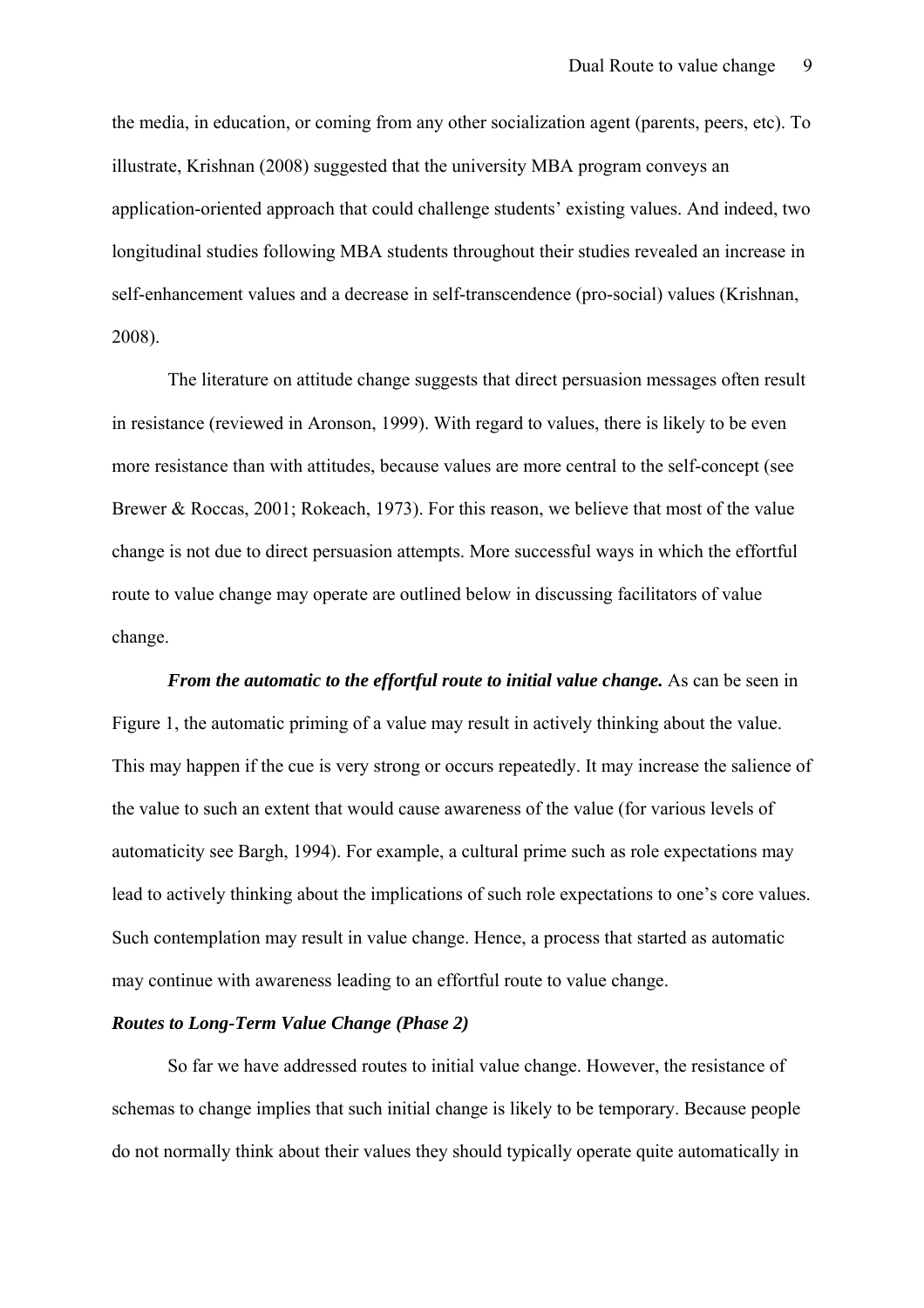the media, in education, or coming from any other socialization agent (parents, peers, etc). To illustrate, Krishnan (2008) suggested that the university MBA program conveys an application-oriented approach that could challenge students' existing values. And indeed, two longitudinal studies following MBA students throughout their studies revealed an increase in self-enhancement values and a decrease in self-transcendence (pro-social) values (Krishnan, 2008).

The literature on attitude change suggests that direct persuasion messages often result in resistance (reviewed in Aronson, 1999). With regard to values, there is likely to be even more resistance than with attitudes, because values are more central to the self-concept (see Brewer & Roccas, 2001; Rokeach, 1973). For this reason, we believe that most of the value change is not due to direct persuasion attempts. More successful ways in which the effortful route to value change may operate are outlined below in discussing facilitators of value change.

***From the automatic to the effortful route to initial value change.*** As can be seen in Figure 1, the automatic priming of a value may result in actively thinking about the value. This may happen if the cue is very strong or occurs repeatedly. It may increase the salience of the value to such an extent that would cause awareness of the value (for various levels of automaticity see Bargh, 1994). For example, a cultural prime such as role expectations may lead to actively thinking about the implications of such role expectations to one's core values. Such contemplation may result in value change. Hence, a process that started as automatic may continue with awareness leading to an effortful route to value change.

### *Routes to Long-Term Value Change (Phase 2)*

So far we have addressed routes to initial value change. However, the resistance of schemas to change implies that such initial change is likely to be temporary. Because people do not normally think about their values they should typically operate quite automatically in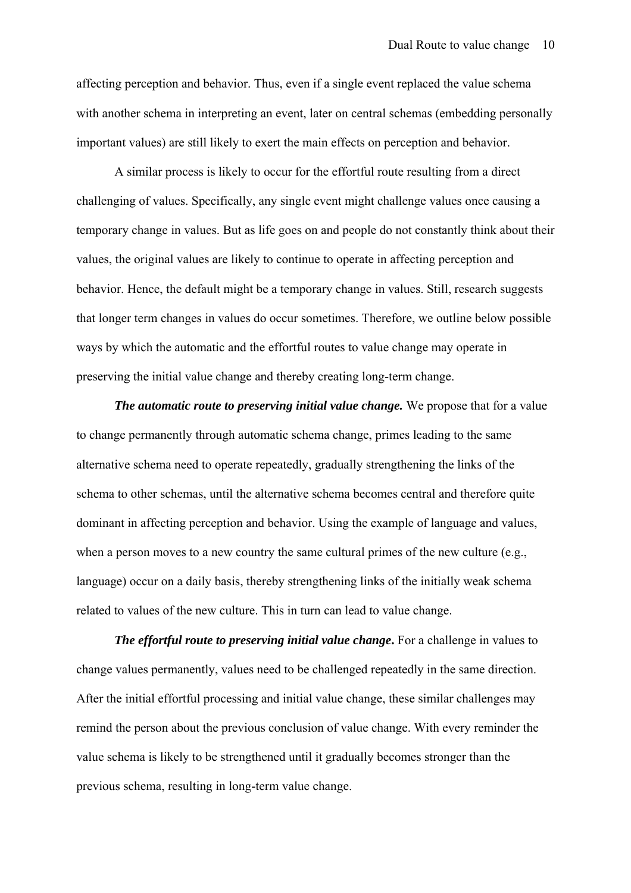affecting perception and behavior. Thus, even if a single event replaced the value schema with another schema in interpreting an event, later on central schemas (embedding personally important values) are still likely to exert the main effects on perception and behavior.

A similar process is likely to occur for the effortful route resulting from a direct challenging of values. Specifically, any single event might challenge values once causing a temporary change in values. But as life goes on and people do not constantly think about their values, the original values are likely to continue to operate in affecting perception and behavior. Hence, the default might be a temporary change in values. Still, research suggests that longer term changes in values do occur sometimes. Therefore, we outline below possible ways by which the automatic and the effortful routes to value change may operate in preserving the initial value change and thereby creating long-term change.

***The automatic route to preserving initial value change.*** We propose that for a value to change permanently through automatic schema change, primes leading to the same alternative schema need to operate repeatedly, gradually strengthening the links of the schema to other schemas, until the alternative schema becomes central and therefore quite dominant in affecting perception and behavior. Using the example of language and values, when a person moves to a new country the same cultural primes of the new culture (e.g., language) occur on a daily basis, thereby strengthening links of the initially weak schema related to values of the new culture. This in turn can lead to value change.

***The effortful route to preserving initial value change*****.** For a challenge in values to change values permanently, values need to be challenged repeatedly in the same direction. After the initial effortful processing and initial value change, these similar challenges may remind the person about the previous conclusion of value change. With every reminder the value schema is likely to be strengthened until it gradually becomes stronger than the previous schema, resulting in long-term value change.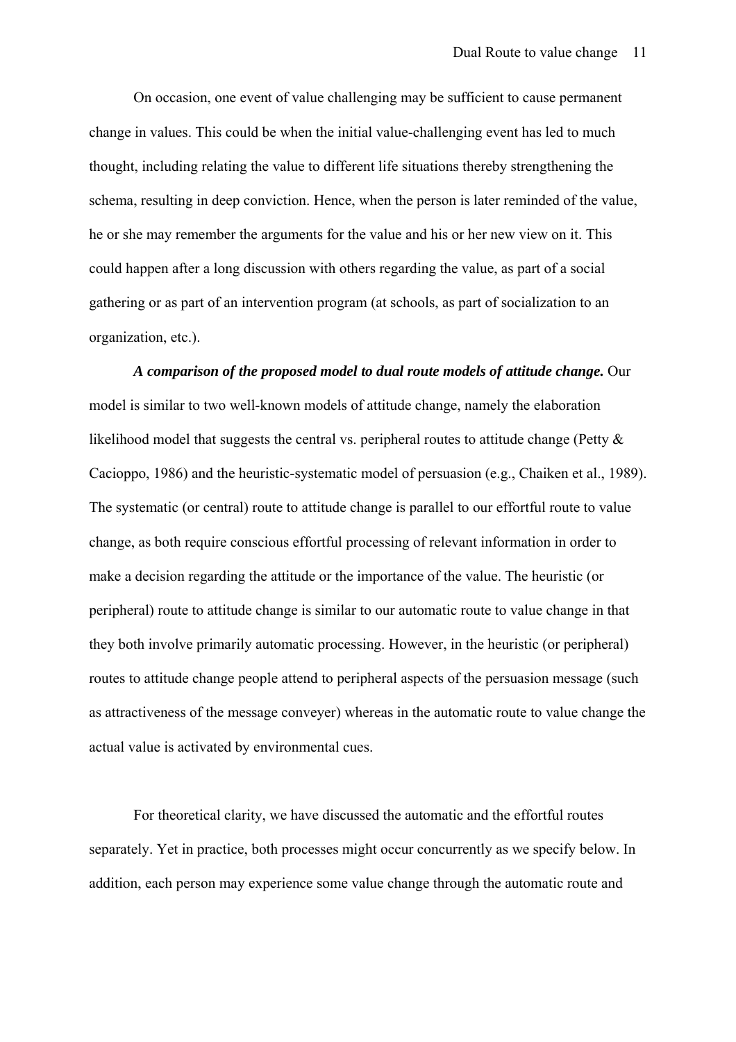On occasion, one event of value challenging may be sufficient to cause permanent change in values. This could be when the initial value-challenging event has led to much thought, including relating the value to different life situations thereby strengthening the schema, resulting in deep conviction. Hence, when the person is later reminded of the value, he or she may remember the arguments for the value and his or her new view on it. This could happen after a long discussion with others regarding the value, as part of a social gathering or as part of an intervention program (at schools, as part of socialization to an organization, etc.).

***A comparison of the proposed model to dual route models of attitude change.*** Our model is similar to two well-known models of attitude change, namely the elaboration likelihood model that suggests the central vs. peripheral routes to attitude change (Petty & Cacioppo, 1986) and the heuristic-systematic model of persuasion (e.g., Chaiken et al., 1989). The systematic (or central) route to attitude change is parallel to our effortful route to value change, as both require conscious effortful processing of relevant information in order to make a decision regarding the attitude or the importance of the value. The heuristic (or peripheral) route to attitude change is similar to our automatic route to value change in that they both involve primarily automatic processing. However, in the heuristic (or peripheral) routes to attitude change people attend to peripheral aspects of the persuasion message (such as attractiveness of the message conveyer) whereas in the automatic route to value change the actual value is activated by environmental cues.

For theoretical clarity, we have discussed the automatic and the effortful routes separately. Yet in practice, both processes might occur concurrently as we specify below. In addition, each person may experience some value change through the automatic route and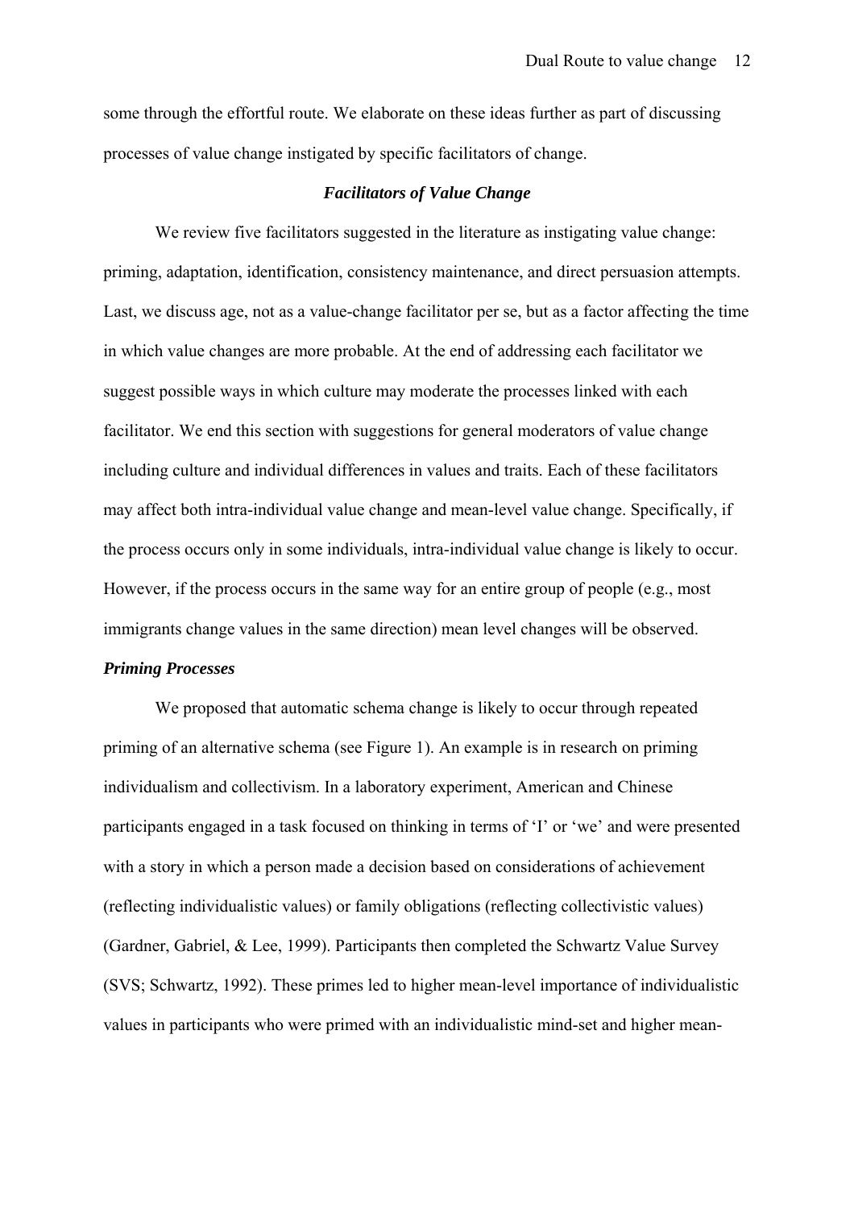some through the effortful route. We elaborate on these ideas further as part of discussing processes of value change instigated by specific facilitators of change.

### *Facilitators of Value Change*

We review five facilitators suggested in the literature as instigating value change: priming, adaptation, identification, consistency maintenance, and direct persuasion attempts. Last, we discuss age, not as a value-change facilitator per se, but as a factor affecting the time in which value changes are more probable. At the end of addressing each facilitator we suggest possible ways in which culture may moderate the processes linked with each facilitator. We end this section with suggestions for general moderators of value change including culture and individual differences in values and traits. Each of these facilitators may affect both intra-individual value change and mean-level value change. Specifically, if the process occurs only in some individuals, intra-individual value change is likely to occur. However, if the process occurs in the same way for an entire group of people (e.g., most immigrants change values in the same direction) mean level changes will be observed.

#### *Priming Processes*

We proposed that automatic schema change is likely to occur through repeated priming of an alternative schema (see Figure 1). An example is in research on priming individualism and collectivism. In a laboratory experiment, American and Chinese participants engaged in a task focused on thinking in terms of 'I' or 'we' and were presented with a story in which a person made a decision based on considerations of achievement (reflecting individualistic values) or family obligations (reflecting collectivistic values) (Gardner, Gabriel, & Lee, 1999). Participants then completed the Schwartz Value Survey (SVS; Schwartz, 1992). These primes led to higher mean-level importance of individualistic values in participants who were primed with an individualistic mind-set and higher mean-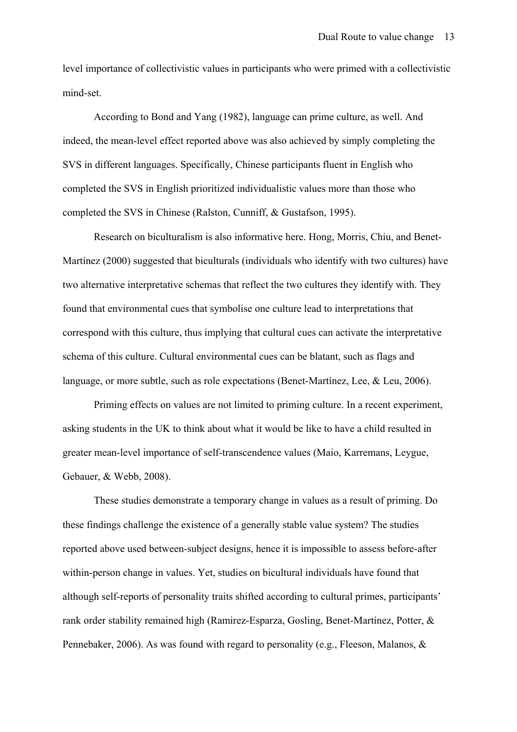level importance of collectivistic values in participants who were primed with a collectivistic mind-set.

According to Bond and Yang (1982), language can prime culture, as well. And indeed, the mean-level effect reported above was also achieved by simply completing the SVS in different languages. Specifically, Chinese participants fluent in English who completed the SVS in English prioritized individualistic values more than those who completed the SVS in Chinese (Ralston, Cunniff, & Gustafson, 1995).

Research on biculturalism is also informative here. Hong, Morris, Chiu, and Benet-Martínez (2000) suggested that biculturals (individuals who identify with two cultures) have two alternative interpretative schemas that reflect the two cultures they identify with. They found that environmental cues that symbolise one culture lead to interpretations that correspond with this culture, thus implying that cultural cues can activate the interpretative schema of this culture. Cultural environmental cues can be blatant, such as flags and language, or more subtle, such as role expectations (Benet-Martínez, Lee, & Leu, 2006).

Priming effects on values are not limited to priming culture. In a recent experiment, asking students in the UK to think about what it would be like to have a child resulted in greater mean-level importance of self-transcendence values (Maio, Karremans, Leygue, Gebauer, & Webb, 2008).

These studies demonstrate a temporary change in values as a result of priming. Do these findings challenge the existence of a generally stable value system? The studies reported above used between-subject designs, hence it is impossible to assess before-after within-person change in values. Yet, studies on bicultural individuals have found that although self-reports of personality traits shifted according to cultural primes, participants' rank order stability remained high (Ramirez-Esparza, Gosling, Benet-Martínez, Potter, & Pennebaker, 2006). As was found with regard to personality (e.g., Fleeson, Malanos, &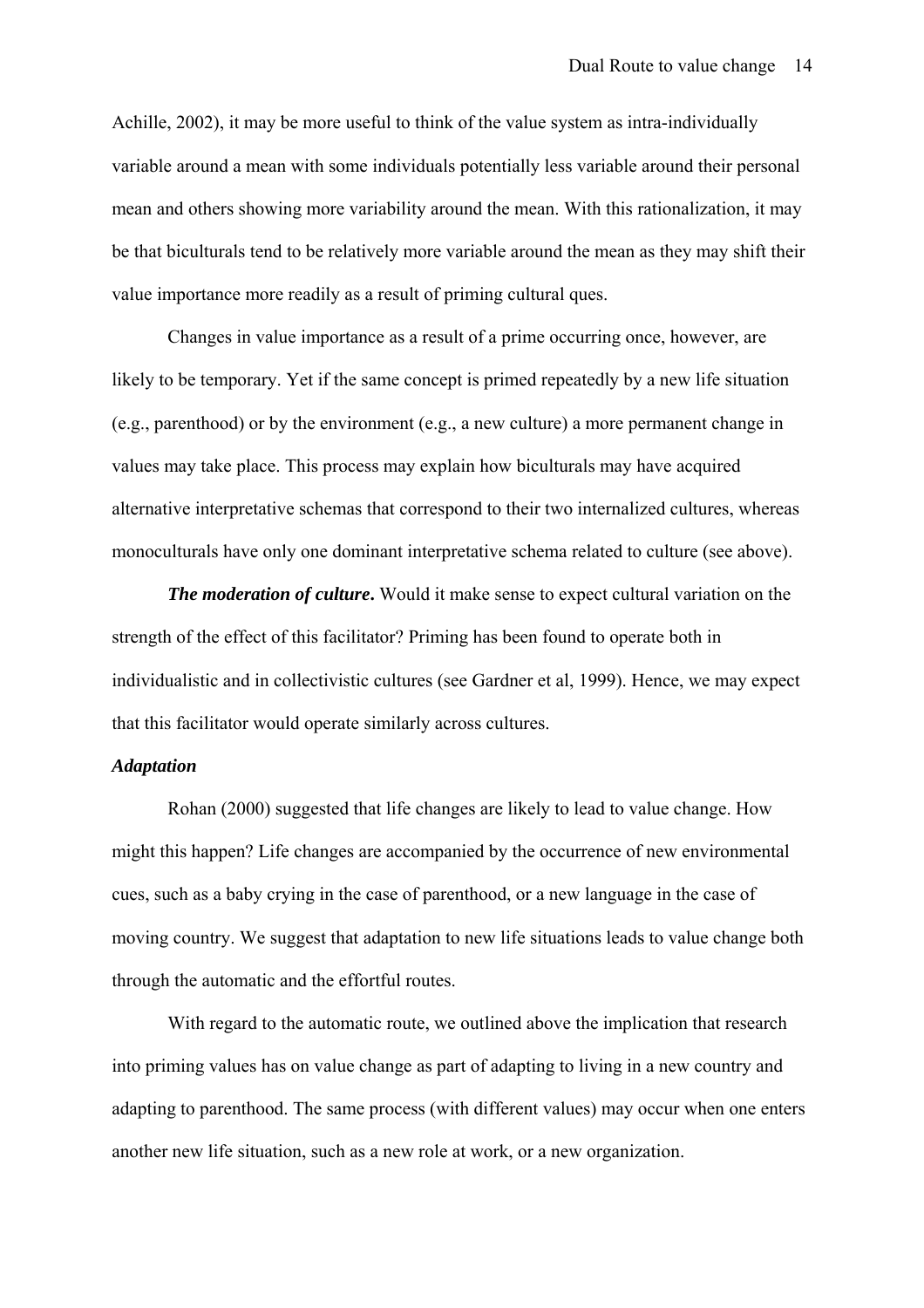Achille, 2002), it may be more useful to think of the value system as intra-individually variable around a mean with some individuals potentially less variable around their personal mean and others showing more variability around the mean. With this rationalization, it may be that biculturals tend to be relatively more variable around the mean as they may shift their value importance more readily as a result of priming cultural ques.

Changes in value importance as a result of a prime occurring once, however, are likely to be temporary. Yet if the same concept is primed repeatedly by a new life situation (e.g., parenthood) or by the environment (e.g., a new culture) a more permanent change in values may take place. This process may explain how biculturals may have acquired alternative interpretative schemas that correspond to their two internalized cultures, whereas monoculturals have only one dominant interpretative schema related to culture (see above).

***The moderation of culture*.** Would it make sense to expect cultural variation on the strength of the effect of this facilitator? Priming has been found to operate both in individualistic and in collectivistic cultures (see Gardner et al, 1999). Hence, we may expect that this facilitator would operate similarly across cultures.

### *Adaptation*

Rohan (2000) suggested that life changes are likely to lead to value change. How might this happen? Life changes are accompanied by the occurrence of new environmental cues, such as a baby crying in the case of parenthood, or a new language in the case of moving country. We suggest that adaptation to new life situations leads to value change both through the automatic and the effortful routes.

With regard to the automatic route, we outlined above the implication that research into priming values has on value change as part of adapting to living in a new country and adapting to parenthood. The same process (with different values) may occur when one enters another new life situation, such as a new role at work, or a new organization.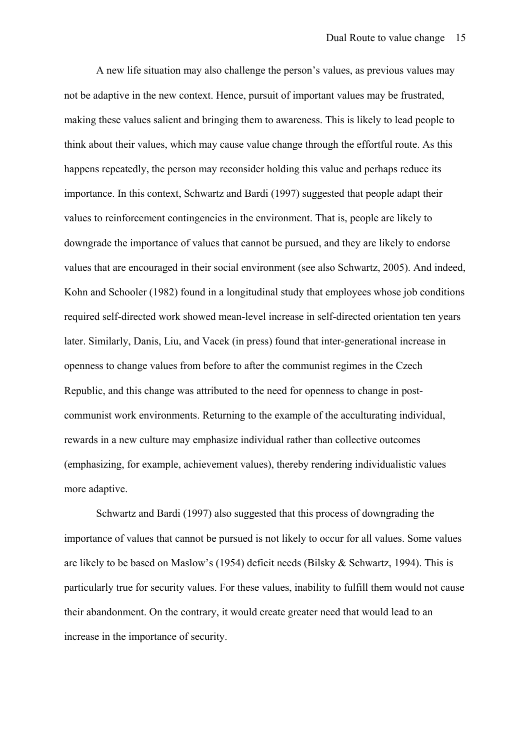A new life situation may also challenge the person's values, as previous values may not be adaptive in the new context. Hence, pursuit of important values may be frustrated, making these values salient and bringing them to awareness. This is likely to lead people to think about their values, which may cause value change through the effortful route. As this happens repeatedly, the person may reconsider holding this value and perhaps reduce its importance. In this context, Schwartz and Bardi (1997) suggested that people adapt their values to reinforcement contingencies in the environment. That is, people are likely to downgrade the importance of values that cannot be pursued, and they are likely to endorse values that are encouraged in their social environment (see also Schwartz, 2005). And indeed, Kohn and Schooler (1982) found in a longitudinal study that employees whose job conditions required self-directed work showed mean-level increase in self-directed orientation ten years later. Similarly, Danis, Liu, and Vacek (in press) found that inter-generational increase in openness to change values from before to after the communist regimes in the Czech Republic, and this change was attributed to the need for openness to change in post-communist work environments. Returning to the example of the acculturating individual, rewards in a new culture may emphasize individual rather than collective outcomes (emphasizing, for example, achievement values), thereby rendering individualistic values more adaptive.

Schwartz and Bardi (1997) also suggested that this process of downgrading the importance of values that cannot be pursued is not likely to occur for all values. Some values are likely to be based on Maslow's (1954) deficit needs (Bilsky & Schwartz, 1994). This is particularly true for security values. For these values, inability to fulfill them would not cause their abandonment. On the contrary, it would create greater need that would lead to an increase in the importance of security.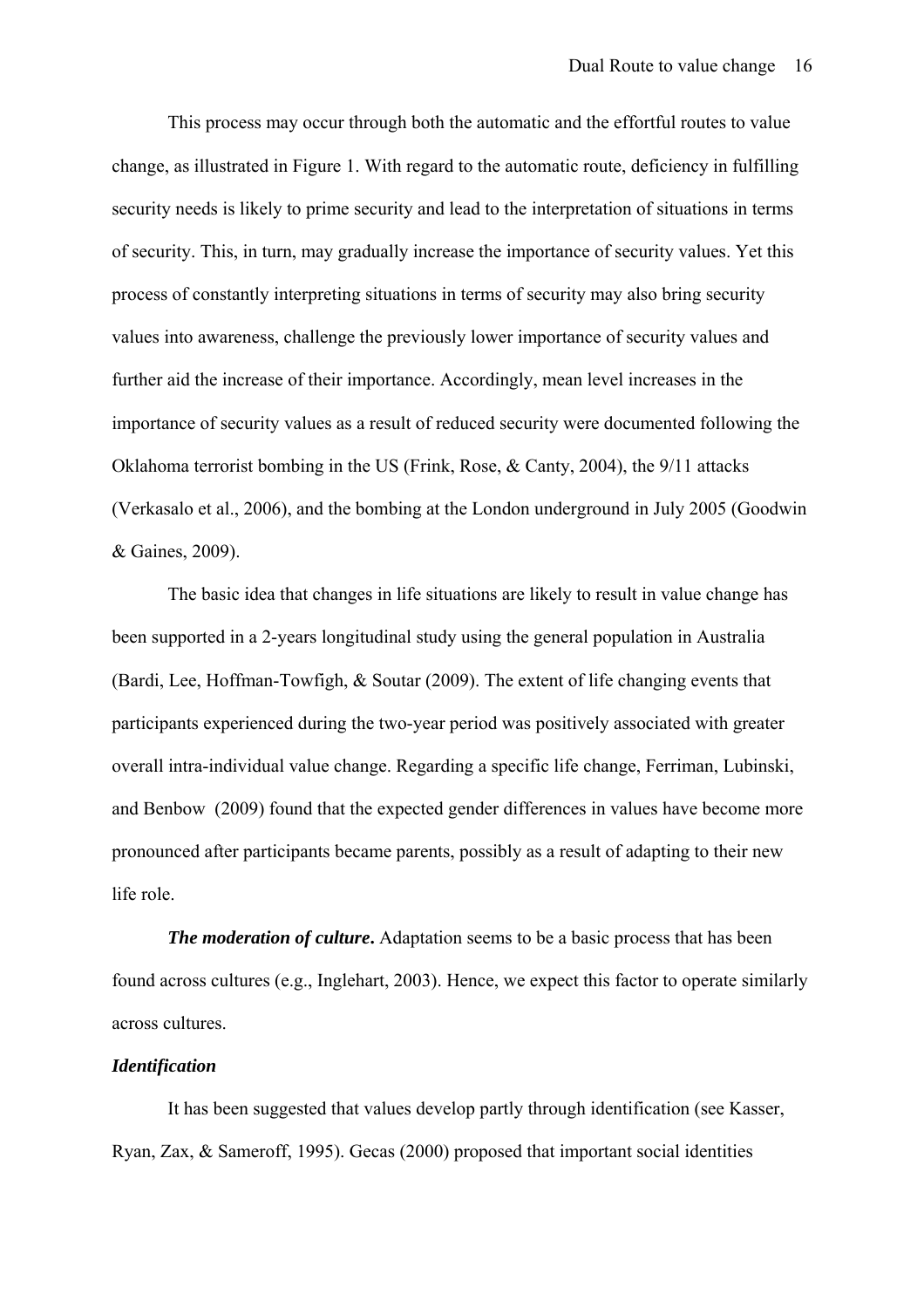This process may occur through both the automatic and the effortful routes to value change, as illustrated in Figure 1. With regard to the automatic route, deficiency in fulfilling security needs is likely to prime security and lead to the interpretation of situations in terms of security. This, in turn, may gradually increase the importance of security values. Yet this process of constantly interpreting situations in terms of security may also bring security values into awareness, challenge the previously lower importance of security values and further aid the increase of their importance. Accordingly, mean level increases in the importance of security values as a result of reduced security were documented following the Oklahoma terrorist bombing in the US (Frink, Rose, & Canty, 2004), the 9/11 attacks (Verkasalo et al., 2006), and the bombing at the London underground in July 2005 (Goodwin & Gaines, 2009).

The basic idea that changes in life situations are likely to result in value change has been supported in a 2-years longitudinal study using the general population in Australia (Bardi, Lee, Hoffman-Towfigh, & Soutar (2009). The extent of life changing events that participants experienced during the two-year period was positively associated with greater overall intra-individual value change. Regarding a specific life change, Ferriman, Lubinski, and Benbow (2009) found that the expected gender differences in values have become more pronounced after participants became parents, possibly as a result of adapting to their new life role.

***The moderation of culture*.** Adaptation seems to be a basic process that has been found across cultures (e.g., Inglehart, 2003). Hence, we expect this factor to operate similarly across cultures.

### *Identification*

It has been suggested that values develop partly through identification (see Kasser, Ryan, Zax, & Sameroff, 1995). Gecas (2000) proposed that important social identities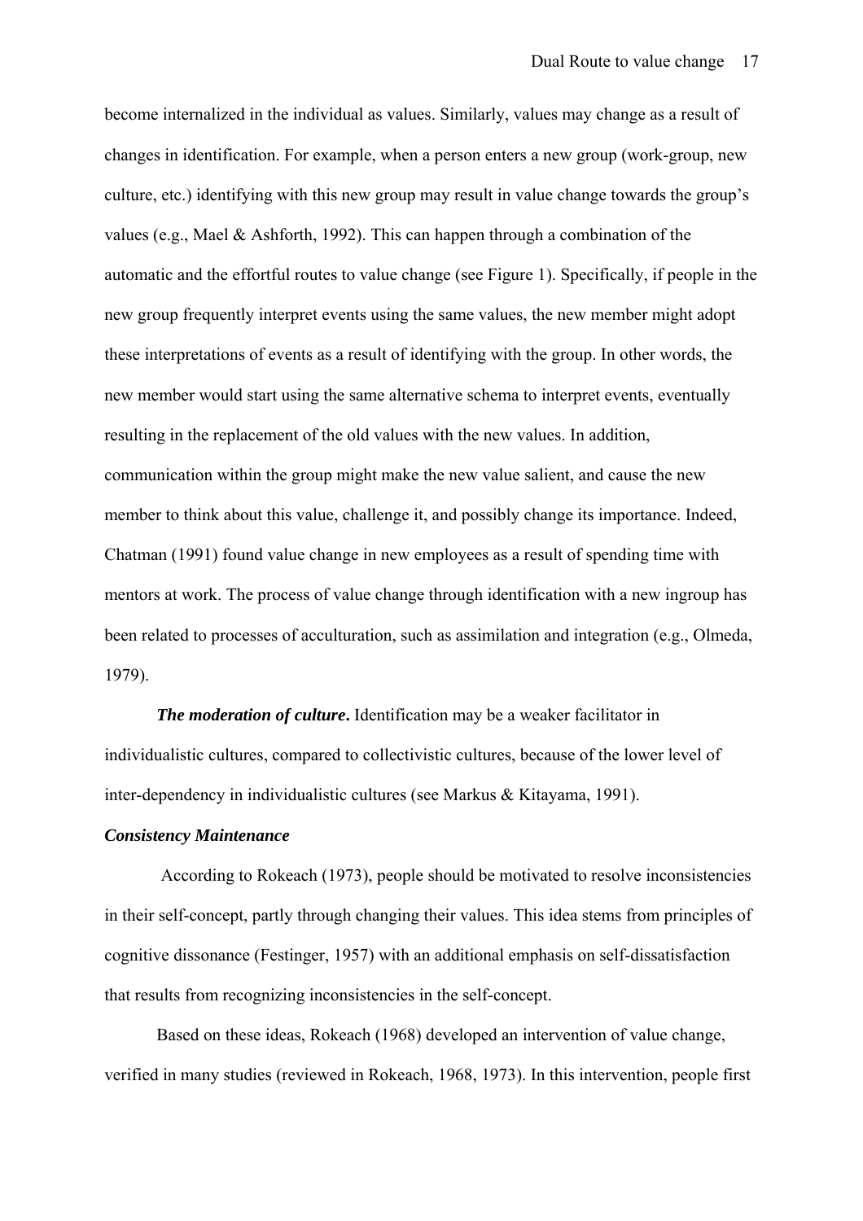become internalized in the individual as values. Similarly, values may change as a result of changes in identification. For example, when a person enters a new group (work-group, new culture, etc.) identifying with this new group may result in value change towards the group's values (e.g., Mael & Ashforth, 1992). This can happen through a combination of the automatic and the effortful routes to value change (see Figure 1). Specifically, if people in the new group frequently interpret events using the same values, the new member might adopt these interpretations of events as a result of identifying with the group. In other words, the new member would start using the same alternative schema to interpret events, eventually resulting in the replacement of the old values with the new values. In addition, communication within the group might make the new value salient, and cause the new member to think about this value, challenge it, and possibly change its importance. Indeed, Chatman (1991) found value change in new employees as a result of spending time with mentors at work. The process of value change through identification with a new ingroup has been related to processes of acculturation, such as assimilation and integration (e.g., Olmeda, 1979).

***The moderation of culture*.** Identification may be a weaker facilitator in individualistic cultures, compared to collectivistic cultures, because of the lower level of inter-dependency in individualistic cultures (see Markus & Kitayama, 1991).

***Consistency Maintenance***

According to Rokeach (1973), people should be motivated to resolve inconsistencies in their self-concept, partly through changing their values. This idea stems from principles of cognitive dissonance (Festinger, 1957) with an additional emphasis on self-dissatisfaction that results from recognizing inconsistencies in the self-concept.

Based on these ideas, Rokeach (1968) developed an intervention of value change, verified in many studies (reviewed in Rokeach, 1968, 1973). In this intervention, people first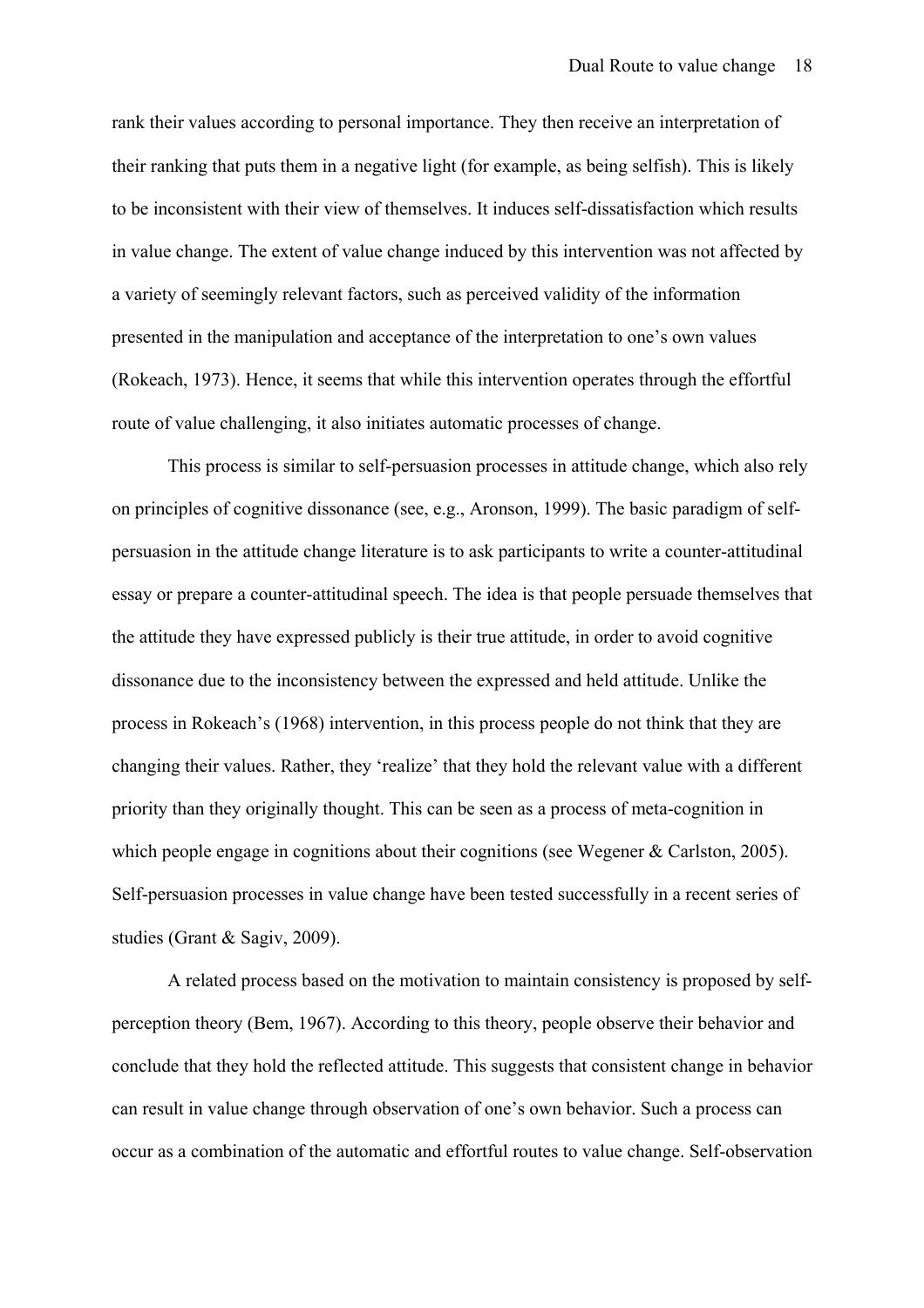rank their values according to personal importance. They then receive an interpretation of their ranking that puts them in a negative light (for example, as being selfish). This is likely to be inconsistent with their view of themselves. It induces self-dissatisfaction which results in value change. The extent of value change induced by this intervention was not affected by a variety of seemingly relevant factors, such as perceived validity of the information presented in the manipulation and acceptance of the interpretation to one's own values (Rokeach, 1973). Hence, it seems that while this intervention operates through the effortful route of value challenging, it also initiates automatic processes of change.

This process is similar to self-persuasion processes in attitude change, which also rely on principles of cognitive dissonance (see, e.g., Aronson, 1999). The basic paradigm of self-persuasion in the attitude change literature is to ask participants to write a counter-attitudinal essay or prepare a counter-attitudinal speech. The idea is that people persuade themselves that the attitude they have expressed publicly is their true attitude, in order to avoid cognitive dissonance due to the inconsistency between the expressed and held attitude. Unlike the process in Rokeach's (1968) intervention, in this process people do not think that they are changing their values. Rather, they 'realize' that they hold the relevant value with a different priority than they originally thought. This can be seen as a process of meta-cognition in which people engage in cognitions about their cognitions (see Wegener & Carlston, 2005). Self-persuasion processes in value change have been tested successfully in a recent series of studies (Grant & Sagiv, 2009).

A related process based on the motivation to maintain consistency is proposed by self-perception theory (Bem, 1967). According to this theory, people observe their behavior and conclude that they hold the reflected attitude. This suggests that consistent change in behavior can result in value change through observation of one's own behavior. Such a process can occur as a combination of the automatic and effortful routes to value change. Self-observation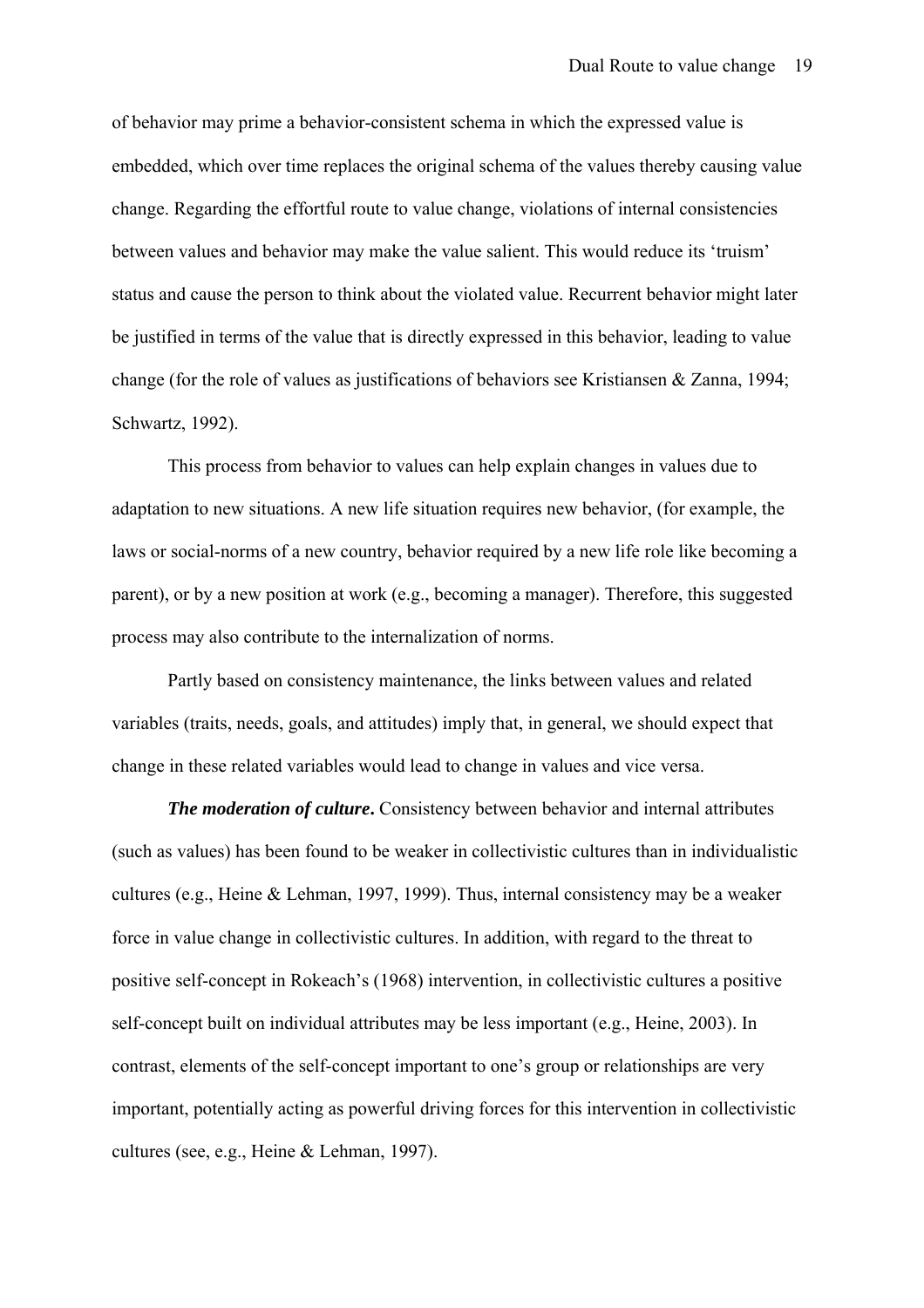of behavior may prime a behavior-consistent schema in which the expressed value is embedded, which over time replaces the original schema of the values thereby causing value change. Regarding the effortful route to value change, violations of internal consistencies between values and behavior may make the value salient. This would reduce its 'truism' status and cause the person to think about the violated value. Recurrent behavior might later be justified in terms of the value that is directly expressed in this behavior, leading to value change (for the role of values as justifications of behaviors see Kristiansen & Zanna, 1994; Schwartz, 1992).

This process from behavior to values can help explain changes in values due to adaptation to new situations. A new life situation requires new behavior, (for example, the laws or social-norms of a new country, behavior required by a new life role like becoming a parent), or by a new position at work (e.g., becoming a manager). Therefore, this suggested process may also contribute to the internalization of norms.

Partly based on consistency maintenance, the links between values and related variables (traits, needs, goals, and attitudes) imply that, in general, we should expect that change in these related variables would lead to change in values and vice versa.

***The moderation of culture*.** Consistency between behavior and internal attributes (such as values) has been found to be weaker in collectivistic cultures than in individualistic cultures (e.g., Heine & Lehman, 1997, 1999). Thus, internal consistency may be a weaker force in value change in collectivistic cultures. In addition, with regard to the threat to positive self-concept in Rokeach's (1968) intervention, in collectivistic cultures a positive self-concept built on individual attributes may be less important (e.g., Heine, 2003). In contrast, elements of the self-concept important to one's group or relationships are very important, potentially acting as powerful driving forces for this intervention in collectivistic cultures (see, e.g., Heine & Lehman, 1997).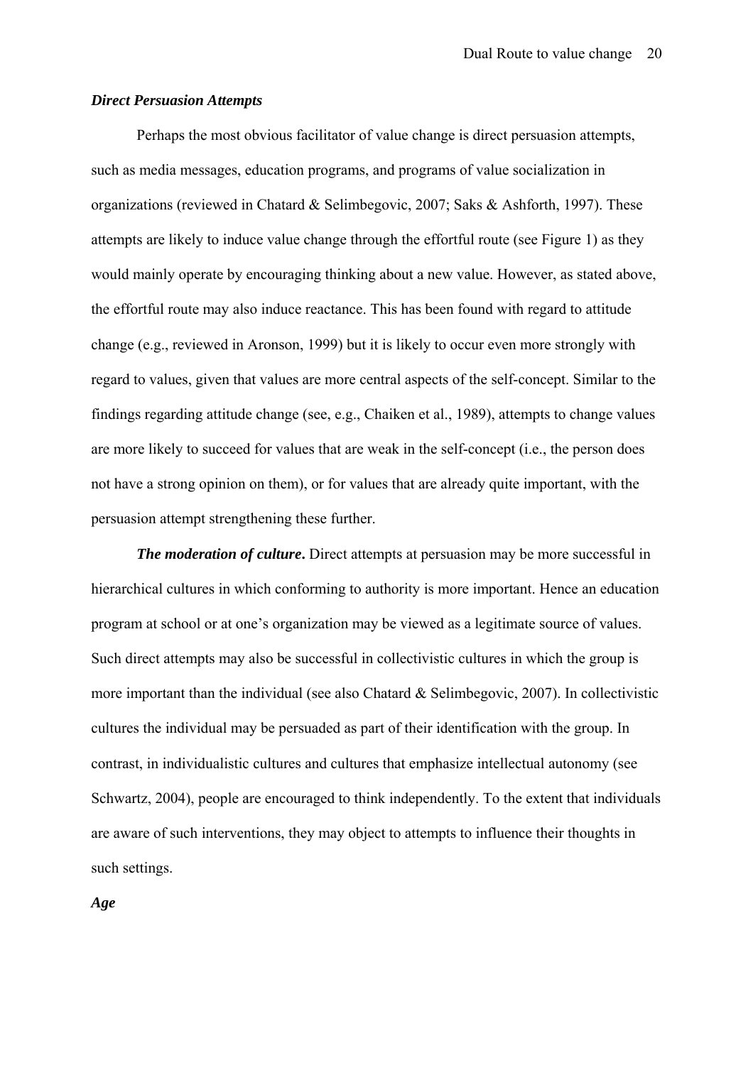### *Direct Persuasion Attempts*

Perhaps the most obvious facilitator of value change is direct persuasion attempts, such as media messages, education programs, and programs of value socialization in organizations (reviewed in Chatard & Selimbegovic, 2007; Saks & Ashforth, 1997). These attempts are likely to induce value change through the effortful route (see Figure 1) as they would mainly operate by encouraging thinking about a new value. However, as stated above, the effortful route may also induce reactance. This has been found with regard to attitude change (e.g., reviewed in Aronson, 1999) but it is likely to occur even more strongly with regard to values, given that values are more central aspects of the self-concept. Similar to the findings regarding attitude change (see, e.g., Chaiken et al., 1989), attempts to change values are more likely to succeed for values that are weak in the self-concept (i.e., the person does not have a strong opinion on them), or for values that are already quite important, with the persuasion attempt strengthening these further.

***The moderation of culture*.** Direct attempts at persuasion may be more successful in hierarchical cultures in which conforming to authority is more important. Hence an education program at school or at one's organization may be viewed as a legitimate source of values. Such direct attempts may also be successful in collectivistic cultures in which the group is more important than the individual (see also Chatard & Selimbegovic, 2007). In collectivistic cultures the individual may be persuaded as part of their identification with the group. In contrast, in individualistic cultures and cultures that emphasize intellectual autonomy (see Schwartz, 2004), people are encouraged to think independently. To the extent that individuals are aware of such interventions, they may object to attempts to influence their thoughts in such settings.

### *Age*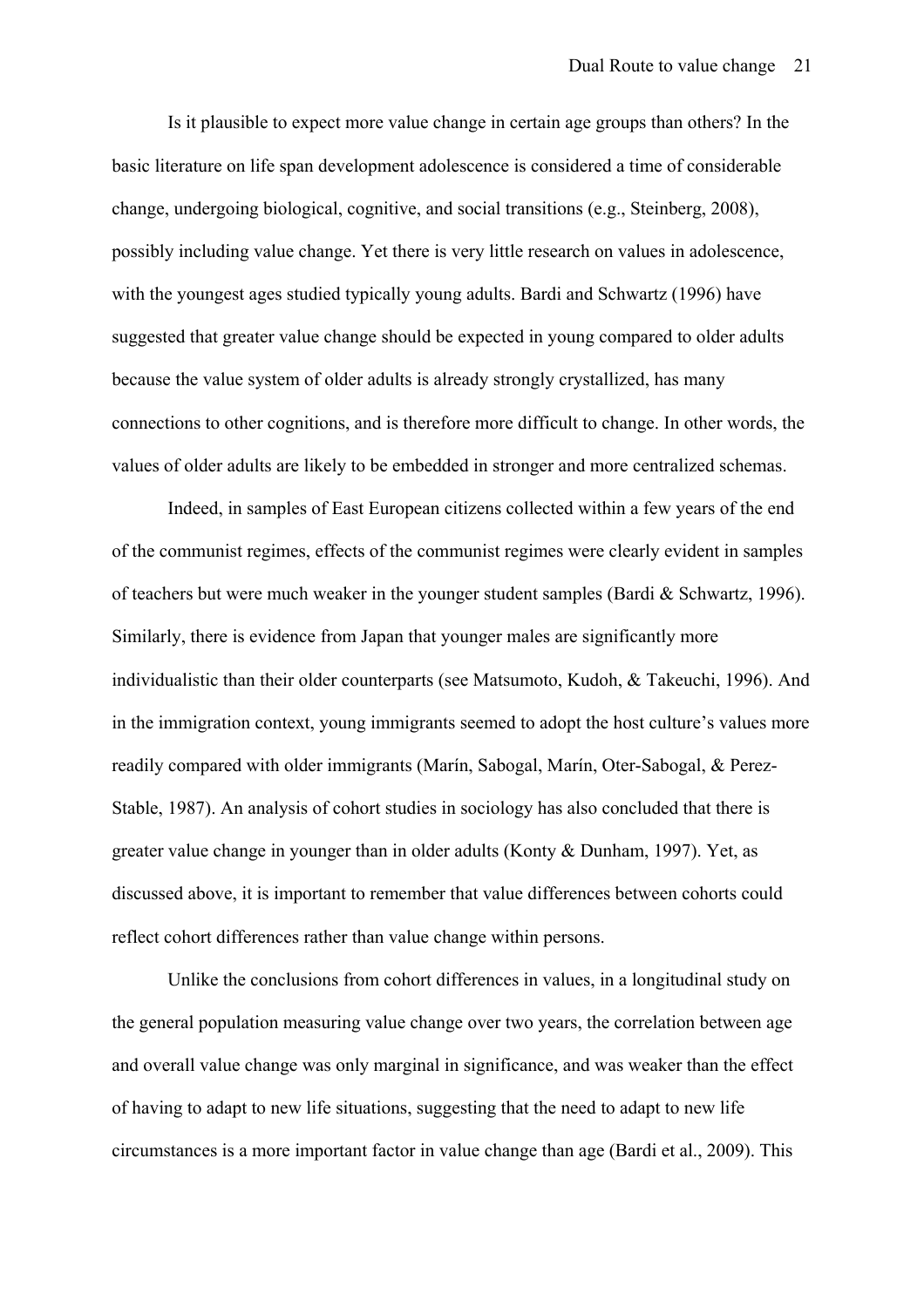Is it plausible to expect more value change in certain age groups than others? In the basic literature on life span development adolescence is considered a time of considerable change, undergoing biological, cognitive, and social transitions (e.g., Steinberg, 2008), possibly including value change. Yet there is very little research on values in adolescence, with the youngest ages studied typically young adults. Bardi and Schwartz (1996) have suggested that greater value change should be expected in young compared to older adults because the value system of older adults is already strongly crystallized, has many connections to other cognitions, and is therefore more difficult to change. In other words, the values of older adults are likely to be embedded in stronger and more centralized schemas.

Indeed, in samples of East European citizens collected within a few years of the end of the communist regimes, effects of the communist regimes were clearly evident in samples of teachers but were much weaker in the younger student samples (Bardi & Schwartz, 1996). Similarly, there is evidence from Japan that younger males are significantly more individualistic than their older counterparts (see Matsumoto, Kudoh, & Takeuchi, 1996). And in the immigration context, young immigrants seemed to adopt the host culture's values more readily compared with older immigrants (Marín, Sabogal, Marín, Oter-Sabogal, & Perez-Stable, 1987). An analysis of cohort studies in sociology has also concluded that there is greater value change in younger than in older adults (Konty & Dunham, 1997). Yet, as discussed above, it is important to remember that value differences between cohorts could reflect cohort differences rather than value change within persons.

Unlike the conclusions from cohort differences in values, in a longitudinal study on the general population measuring value change over two years, the correlation between age and overall value change was only marginal in significance, and was weaker than the effect of having to adapt to new life situations, suggesting that the need to adapt to new life circumstances is a more important factor in value change than age (Bardi et al., 2009). This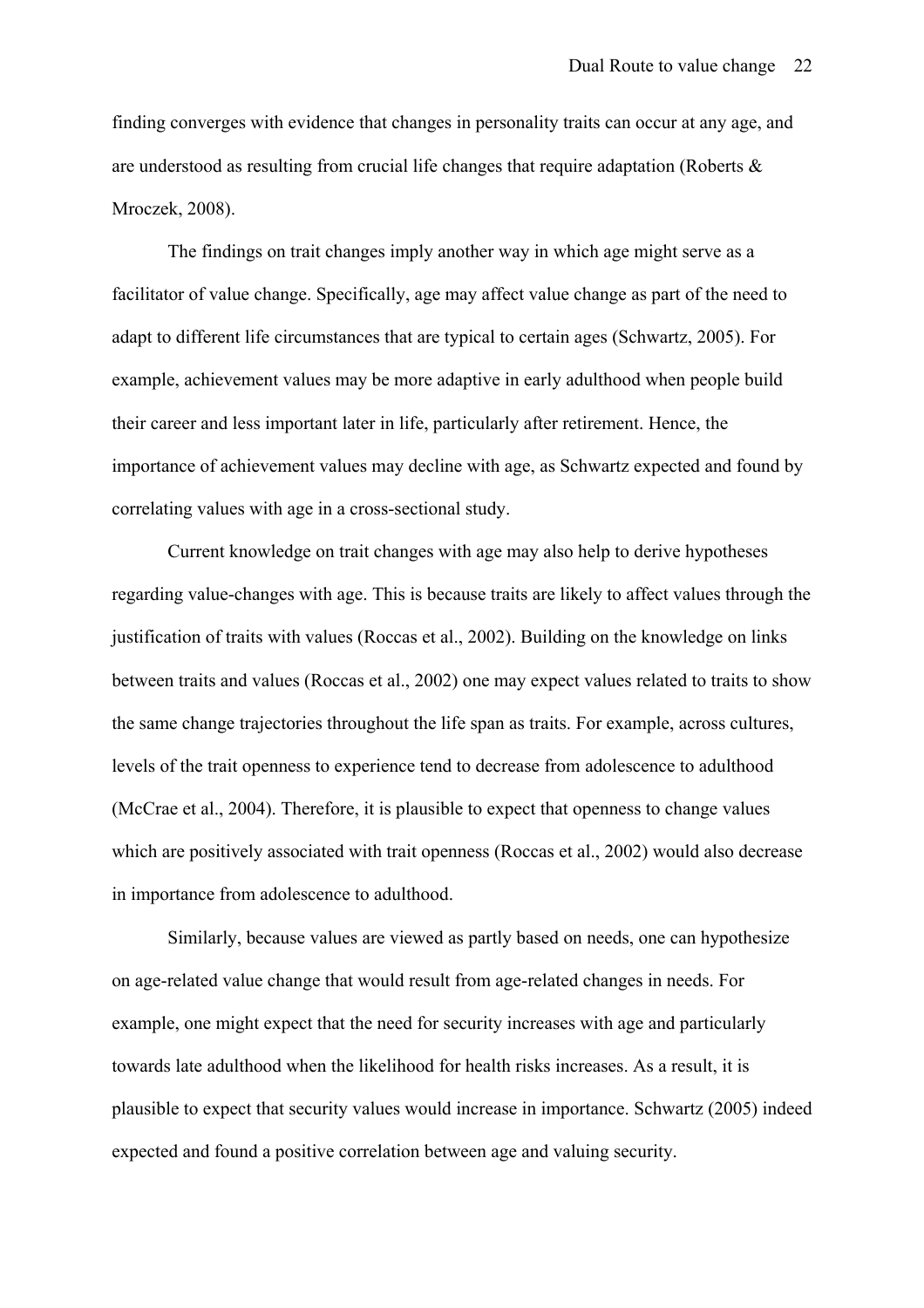finding converges with evidence that changes in personality traits can occur at any age, and are understood as resulting from crucial life changes that require adaptation (Roberts & Mroczek, 2008).

The findings on trait changes imply another way in which age might serve as a facilitator of value change. Specifically, age may affect value change as part of the need to adapt to different life circumstances that are typical to certain ages (Schwartz, 2005). For example, achievement values may be more adaptive in early adulthood when people build their career and less important later in life, particularly after retirement. Hence, the importance of achievement values may decline with age, as Schwartz expected and found by correlating values with age in a cross-sectional study.

Current knowledge on trait changes with age may also help to derive hypotheses regarding value-changes with age. This is because traits are likely to affect values through the justification of traits with values (Roccas et al., 2002). Building on the knowledge on links between traits and values (Roccas et al., 2002) one may expect values related to traits to show the same change trajectories throughout the life span as traits. For example, across cultures, levels of the trait openness to experience tend to decrease from adolescence to adulthood (McCrae et al., 2004). Therefore, it is plausible to expect that openness to change values which are positively associated with trait openness (Roccas et al., 2002) would also decrease in importance from adolescence to adulthood.

Similarly, because values are viewed as partly based on needs, one can hypothesize on age-related value change that would result from age-related changes in needs. For example, one might expect that the need for security increases with age and particularly towards late adulthood when the likelihood for health risks increases. As a result, it is plausible to expect that security values would increase in importance. Schwartz (2005) indeed expected and found a positive correlation between age and valuing security.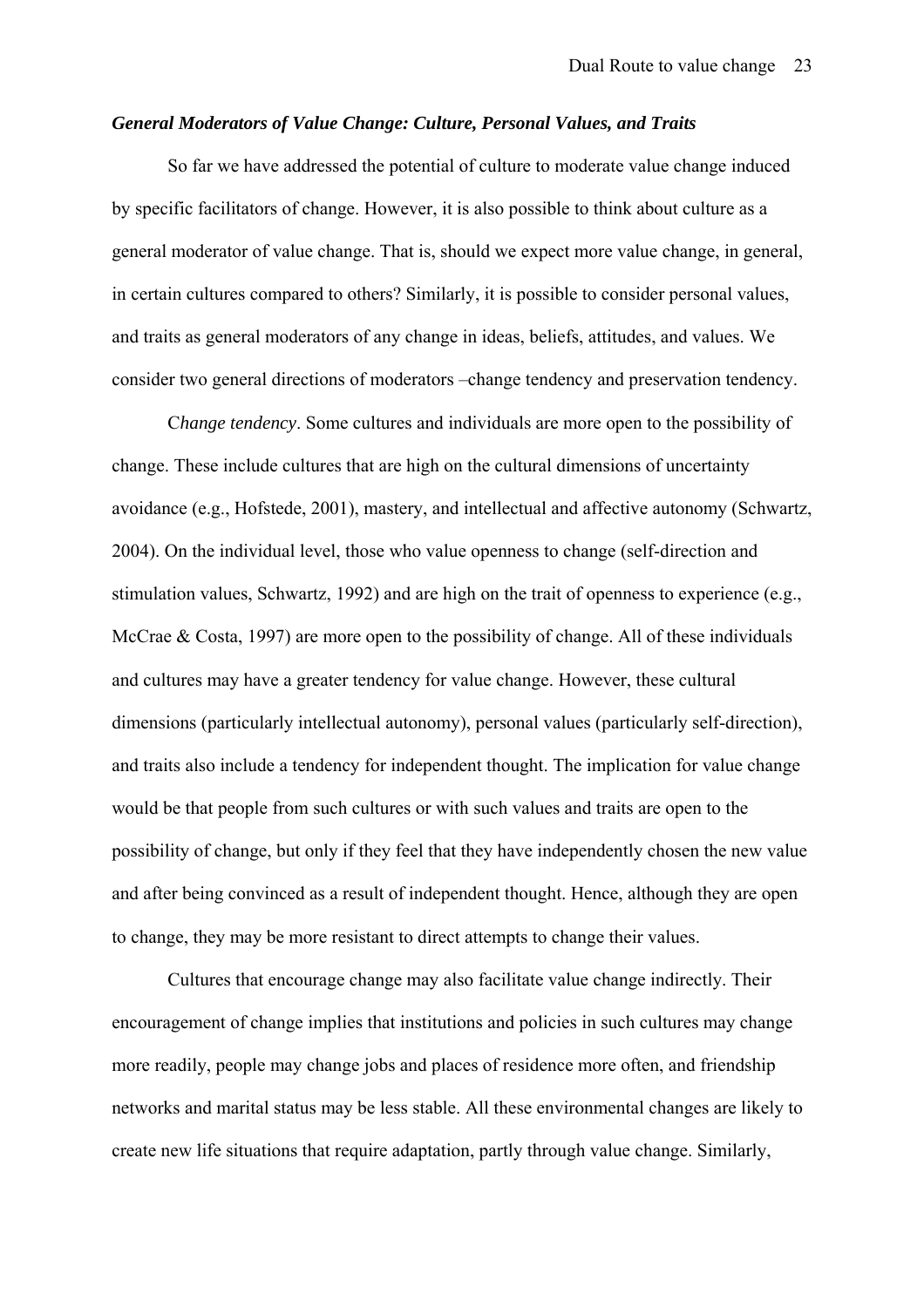### *General Moderators of Value Change: Culture, Personal Values, and Traits*

So far we have addressed the potential of culture to moderate value change induced by specific facilitators of change. However, it is also possible to think about culture as a general moderator of value change. That is, should we expect more value change, in general, in certain cultures compared to others? Similarly, it is possible to consider personal values, and traits as general moderators of any change in ideas, beliefs, attitudes, and values. We consider two general directions of moderators –change tendency and preservation tendency.

C*hange tendency*. Some cultures and individuals are more open to the possibility of change. These include cultures that are high on the cultural dimensions of uncertainty avoidance (e.g., Hofstede, 2001), mastery, and intellectual and affective autonomy (Schwartz, 2004). On the individual level, those who value openness to change (self-direction and stimulation values, Schwartz, 1992) and are high on the trait of openness to experience (e.g., McCrae & Costa, 1997) are more open to the possibility of change. All of these individuals and cultures may have a greater tendency for value change. However, these cultural dimensions (particularly intellectual autonomy), personal values (particularly self-direction), and traits also include a tendency for independent thought. The implication for value change would be that people from such cultures or with such values and traits are open to the possibility of change, but only if they feel that they have independently chosen the new value and after being convinced as a result of independent thought. Hence, although they are open to change, they may be more resistant to direct attempts to change their values.

Cultures that encourage change may also facilitate value change indirectly. Their encouragement of change implies that institutions and policies in such cultures may change more readily, people may change jobs and places of residence more often, and friendship networks and marital status may be less stable. All these environmental changes are likely to create new life situations that require adaptation, partly through value change. Similarly,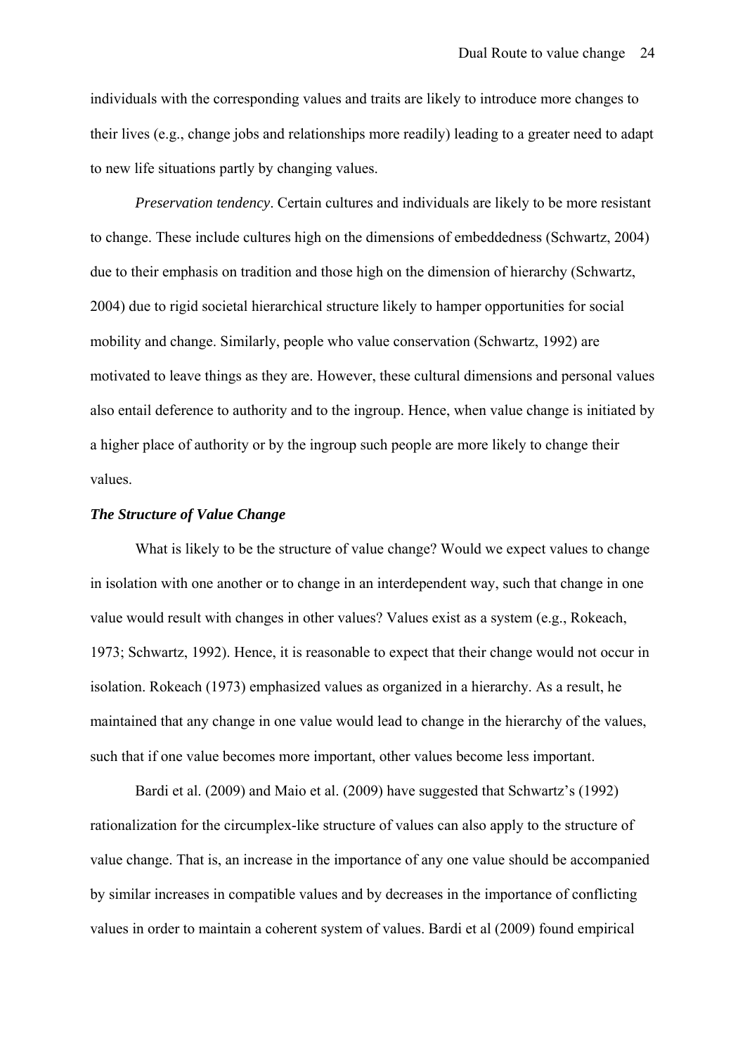individuals with the corresponding values and traits are likely to introduce more changes to their lives (e.g., change jobs and relationships more readily) leading to a greater need to adapt to new life situations partly by changing values.

*Preservation tendency*. Certain cultures and individuals are likely to be more resistant to change. These include cultures high on the dimensions of embeddedness (Schwartz, 2004) due to their emphasis on tradition and those high on the dimension of hierarchy (Schwartz, 2004) due to rigid societal hierarchical structure likely to hamper opportunities for social mobility and change. Similarly, people who value conservation (Schwartz, 1992) are motivated to leave things as they are. However, these cultural dimensions and personal values also entail deference to authority and to the ingroup. Hence, when value change is initiated by a higher place of authority or by the ingroup such people are more likely to change their values.

### *The Structure of Value Change*

What is likely to be the structure of value change? Would we expect values to change in isolation with one another or to change in an interdependent way, such that change in one value would result with changes in other values? Values exist as a system (e.g., Rokeach, 1973; Schwartz, 1992). Hence, it is reasonable to expect that their change would not occur in isolation. Rokeach (1973) emphasized values as organized in a hierarchy. As a result, he maintained that any change in one value would lead to change in the hierarchy of the values, such that if one value becomes more important, other values become less important.

Bardi et al. (2009) and Maio et al. (2009) have suggested that Schwartz's (1992) rationalization for the circumplex-like structure of values can also apply to the structure of value change. That is, an increase in the importance of any one value should be accompanied by similar increases in compatible values and by decreases in the importance of conflicting values in order to maintain a coherent system of values. Bardi et al (2009) found empirical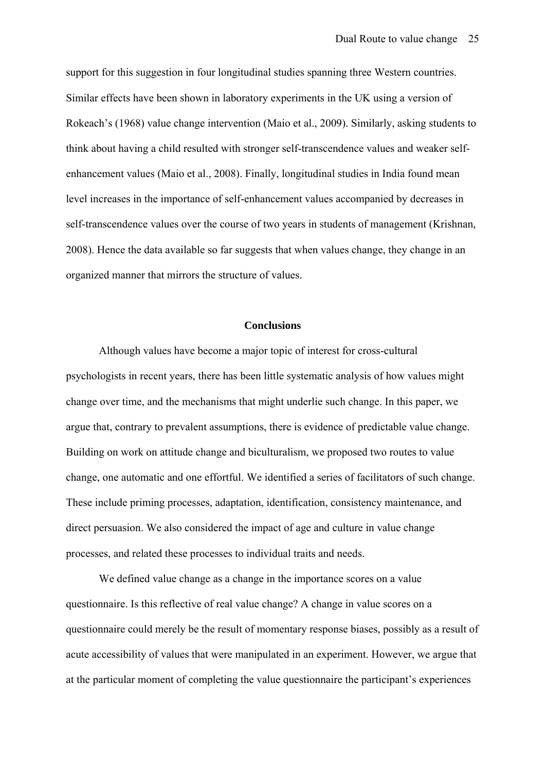support for this suggestion in four longitudinal studies spanning three Western countries. Similar effects have been shown in laboratory experiments in the UK using a version of Rokeach's (1968) value change intervention (Maio et al., 2009). Similarly, asking students to think about having a child resulted with stronger self-transcendence values and weaker self-enhancement values (Maio et al., 2008). Finally, longitudinal studies in India found mean level increases in the importance of self-enhancement values accompanied by decreases in self-transcendence values over the course of two years in students of management (Krishnan, 2008). Hence the data available so far suggests that when values change, they change in an organized manner that mirrors the structure of values.

## Conclusions

Although values have become a major topic of interest for cross-cultural psychologists in recent years, there has been little systematic analysis of how values might change over time, and the mechanisms that might underlie such change. In this paper, we argue that, contrary to prevalent assumptions, there is evidence of predictable value change. Building on work on attitude change and biculturalism, we proposed two routes to value change, one automatic and one effortful. We identified a series of facilitators of such change. These include priming processes, adaptation, identification, consistency maintenance, and direct persuasion. We also considered the impact of age and culture in value change processes, and related these processes to individual traits and needs.

We defined value change as a change in the importance scores on a value questionnaire. Is this reflective of real value change? A change in value scores on a questionnaire could merely be the result of momentary response biases, possibly as a result of acute accessibility of values that were manipulated in an experiment. However, we argue that at the particular moment of completing the value questionnaire the participant's experiences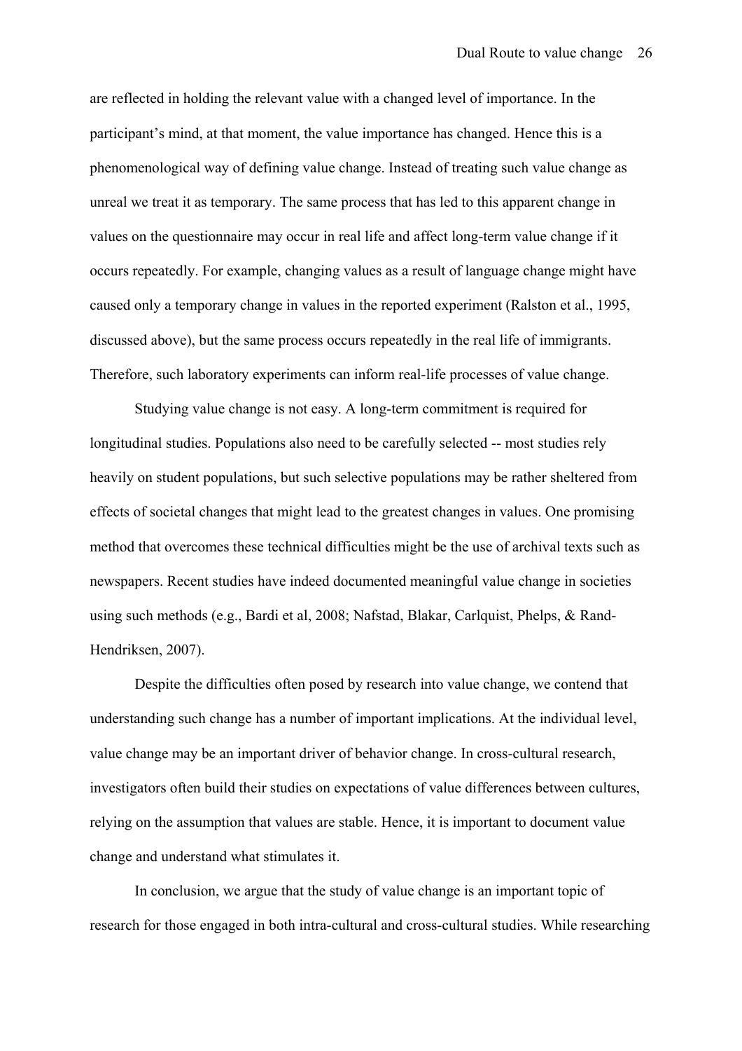are reflected in holding the relevant value with a changed level of importance. In the participant's mind, at that moment, the value importance has changed. Hence this is a phenomenological way of defining value change. Instead of treating such value change as unreal we treat it as temporary. The same process that has led to this apparent change in values on the questionnaire may occur in real life and affect long-term value change if it occurs repeatedly. For example, changing values as a result of language change might have caused only a temporary change in values in the reported experiment (Ralston et al., 1995, discussed above), but the same process occurs repeatedly in the real life of immigrants. Therefore, such laboratory experiments can inform real-life processes of value change.

Studying value change is not easy. A long-term commitment is required for longitudinal studies. Populations also need to be carefully selected -- most studies rely heavily on student populations, but such selective populations may be rather sheltered from effects of societal changes that might lead to the greatest changes in values. One promising method that overcomes these technical difficulties might be the use of archival texts such as newspapers. Recent studies have indeed documented meaningful value change in societies using such methods (e.g., Bardi et al, 2008; Nafstad, Blakar, Carlquist, Phelps, & Rand-Hendriksen, 2007).

Despite the difficulties often posed by research into value change, we contend that understanding such change has a number of important implications. At the individual level, value change may be an important driver of behavior change. In cross-cultural research, investigators often build their studies on expectations of value differences between cultures, relying on the assumption that values are stable. Hence, it is important to document value change and understand what stimulates it.

In conclusion, we argue that the study of value change is an important topic of research for those engaged in both intra-cultural and cross-cultural studies. While researching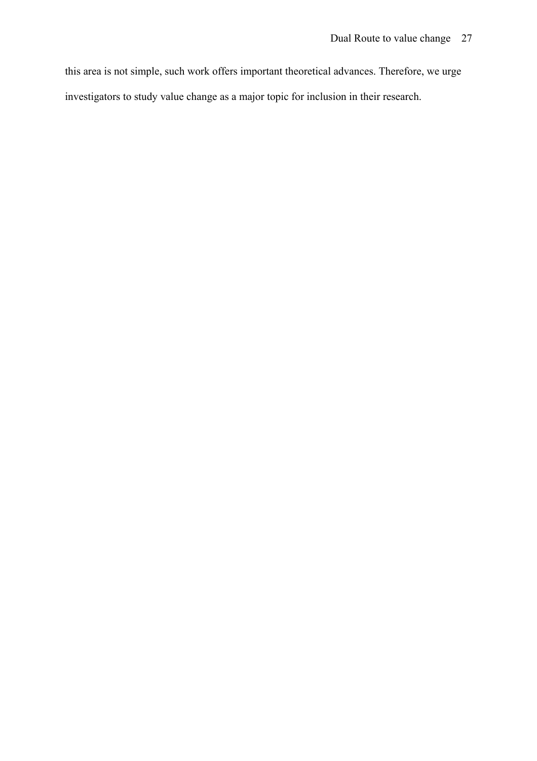this area is not simple, such work offers important theoretical advances. Therefore, we urge investigators to study value change as a major topic for inclusion in their research.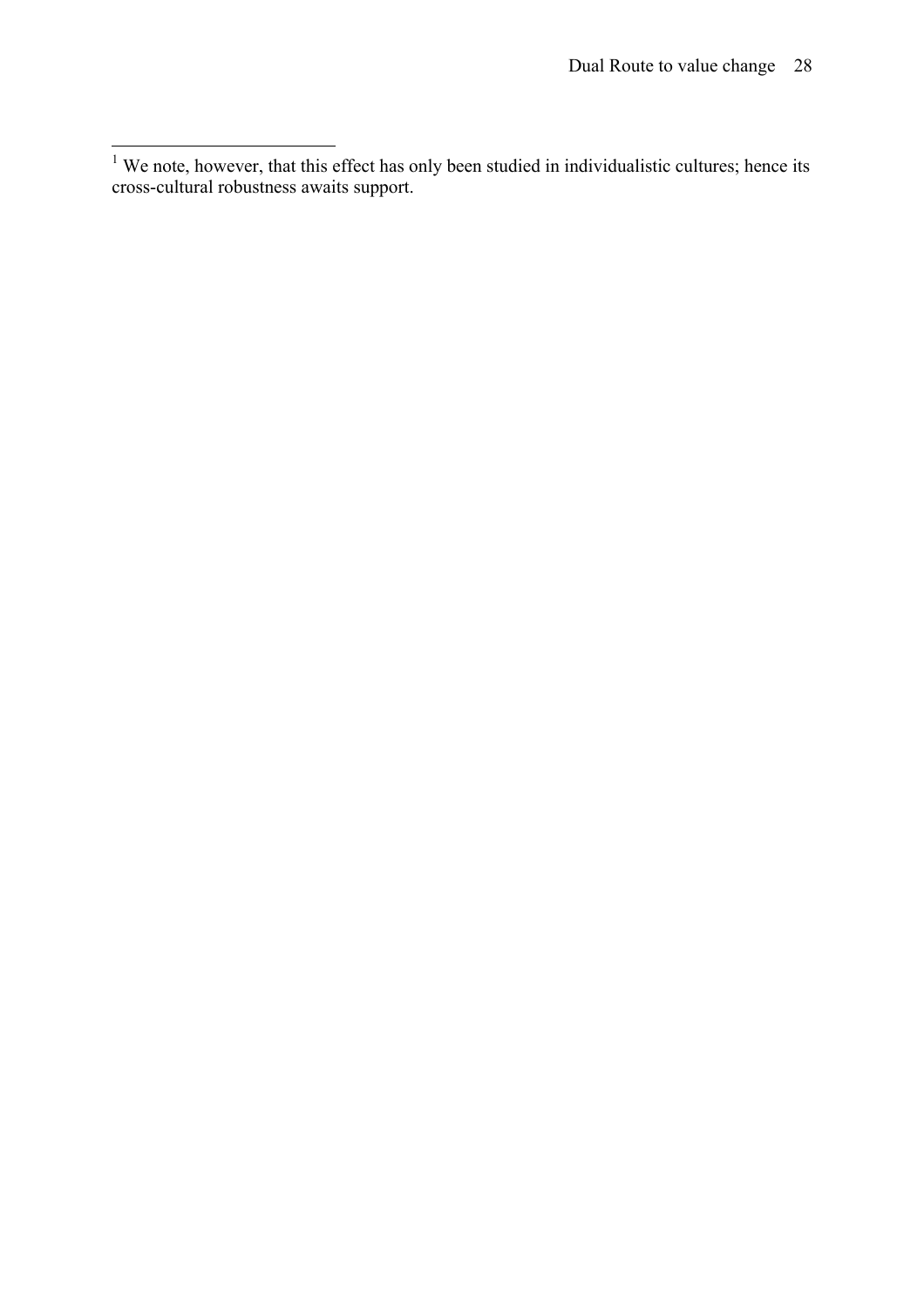[1] We note, however, that this effect has only been studied in individualistic cultures; hence its cross-cultural robustness awaits support.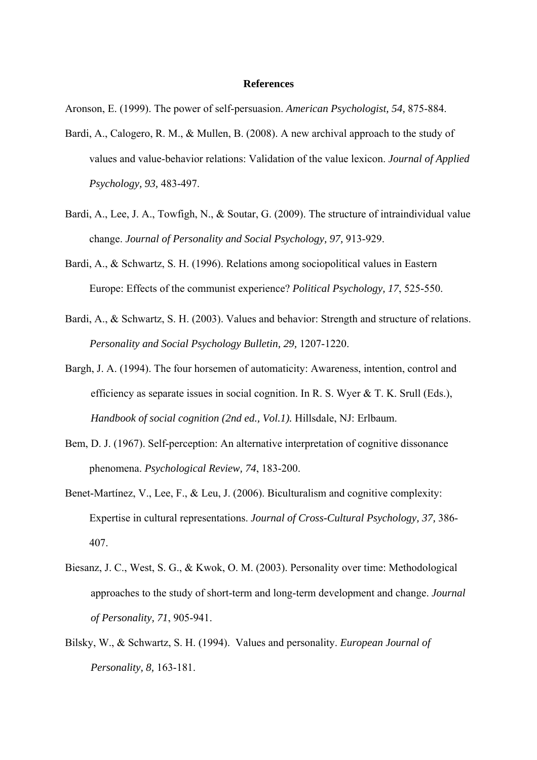## References

Aronson, E. (1999). The power of self-persuasion. *American Psychologist, 54,* 875-884.

Bardi, A., Calogero, R. M., & Mullen, B. (2008). A new archival approach to the study of values and value-behavior relations: Validation of the value lexicon. *Journal of Applied Psychology, 93,* 483-497.

Bardi, A., Lee, J. A., Towfigh, N., & Soutar, G. (2009). The structure of intraindividual value change. *Journal of Personality and Social Psychology, 97,* 913-929.

Bardi, A., & Schwartz, S. H. (1996). Relations among sociopolitical values in Eastern Europe: Effects of the communist experience? *Political Psychology, 17*, 525-550.

Bardi, A., & Schwartz, S. H. (2003). Values and behavior: Strength and structure of relations. *Personality and Social Psychology Bulletin, 29,* 1207-1220.

Bargh, J. A. (1994). The four horsemen of automaticity: Awareness, intention, control and efficiency as separate issues in social cognition. In R. S. Wyer & T. K. Srull (Eds.), *Handbook of social cognition (2nd ed., Vol.1).* Hillsdale, NJ: Erlbaum.

Bem, D. J. (1967). Self-perception: An alternative interpretation of cognitive dissonance phenomena. *Psychological Review, 74*, 183-200.

Benet-Martínez, V., Lee, F., & Leu, J. (2006). Biculturalism and cognitive complexity: Expertise in cultural representations. *Journal of Cross-Cultural Psychology, 37,* 386-407.

Biesanz, J. C., West, S. G., & Kwok, O. M. (2003). Personality over time: Methodological approaches to the study of short-term and long-term development and change. *Journal of Personality, 71*, 905-941.

Bilsky, W., & Schwartz, S. H. (1994). Values and personality. *European Journal of Personality, 8,* 163-181.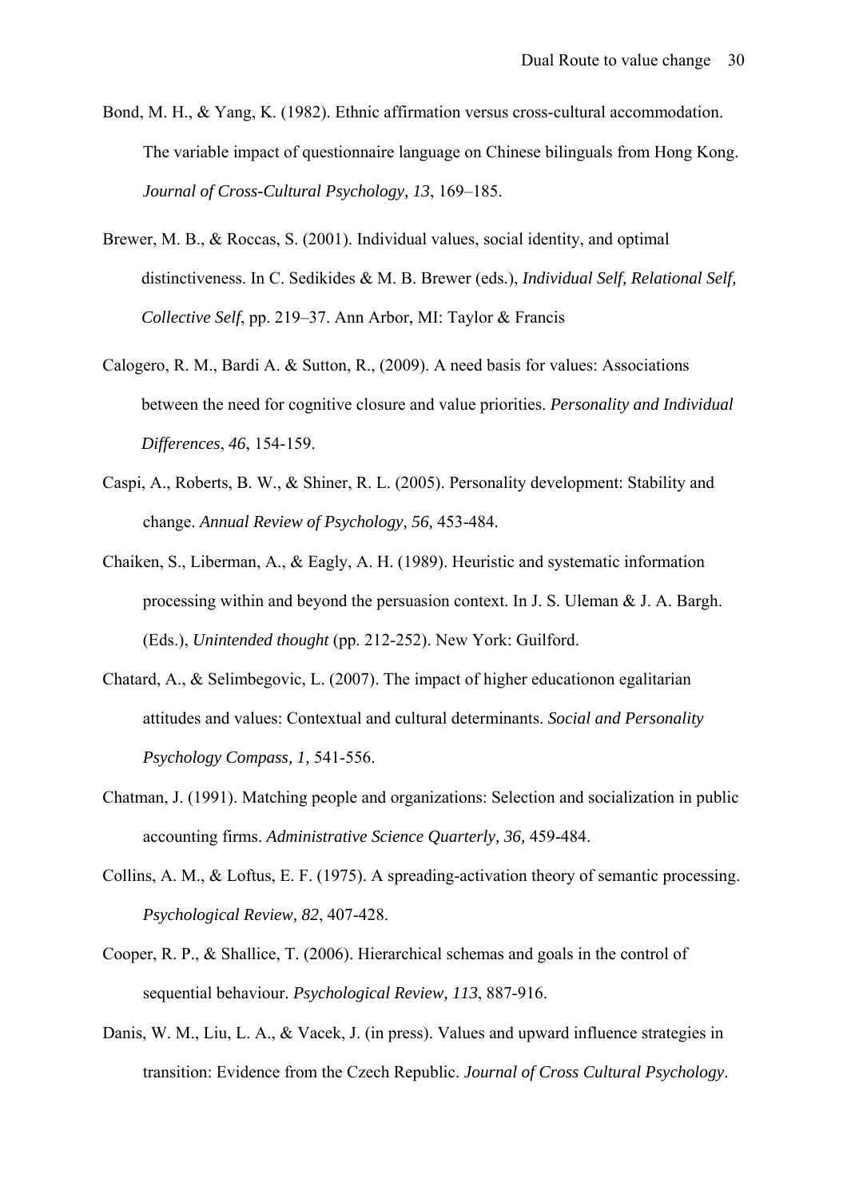Bond, M. H., & Yang, K. (1982). Ethnic affirmation versus cross-cultural accommodation. The variable impact of questionnaire language on Chinese bilinguals from Hong Kong. *Journal of Cross-Cultural Psychology, 13*, 169–185.

Brewer, M. B., & Roccas, S. (2001). Individual values, social identity, and optimal distinctiveness. In C. Sedikides & M. B. Brewer (eds.), *Individual Self, Relational Self, Collective Self*, pp. 219–37. Ann Arbor, MI: Taylor & Francis

Calogero, R. M., Bardi A. & Sutton, R., (2009). A need basis for values: Associations between the need for cognitive closure and value priorities. *Personality and Individual Differences*, *46*, 154-159.

Caspi, A., Roberts, B. W., & Shiner, R. L. (2005). Personality development: Stability and change. *Annual Review of Psychology, 56,* 453-484.

Chaiken, S., Liberman, A., & Eagly, A. H. (1989). Heuristic and systematic information processing within and beyond the persuasion context. In J. S. Uleman & J. A. Bargh. (Eds.), *Unintended thought* (pp. 212-252). New York: Guilford.

Chatard, A., & Selimbegovic, L. (2007). The impact of higher educationon egalitarian attitudes and values: Contextual and cultural determinants. *Social and Personality Psychology Compass, 1,* 541-556.

Chatman, J. (1991). Matching people and organizations: Selection and socialization in public accounting firms. *Administrative Science Quarterly, 36,* 459-484.

Collins, A. M., & Loftus, E. F. (1975). A spreading-activation theory of semantic processing. *Psychological Review, 82*, 407-428.

Cooper, R. P., & Shallice, T. (2006). Hierarchical schemas and goals in the control of sequential behaviour. *Psychological Review, 113*, 887-916.

Danis, W. M., Liu, L. A., & Vacek, J. (in press). Values and upward influence strategies in transition: Evidence from the Czech Republic. *Journal of Cross Cultural Psychology*.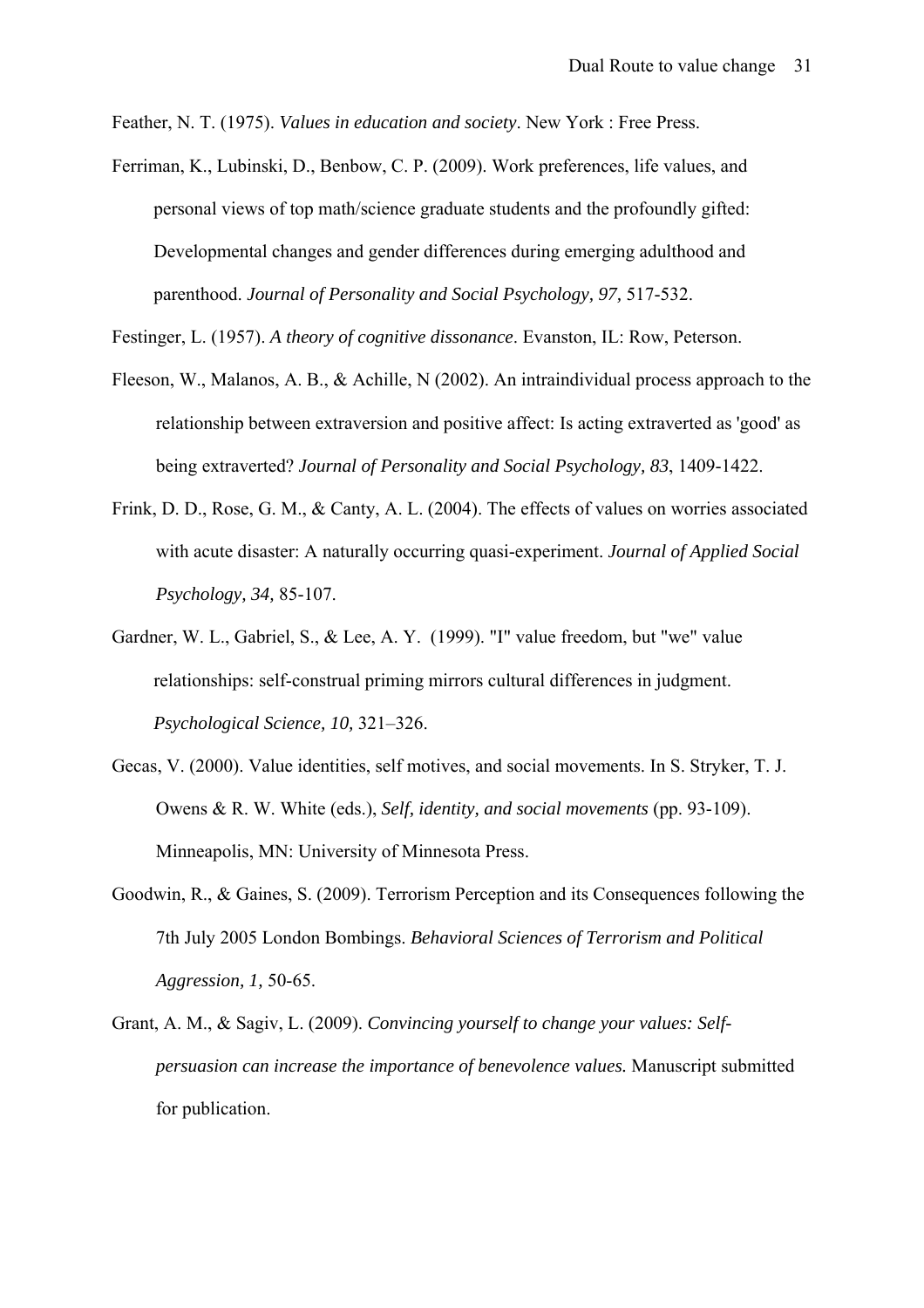Feather, N. T. (1975). *Values in education and society*. New York : Free Press.

Ferriman, K., Lubinski, D., Benbow, C. P. (2009). Work preferences, life values, and personal views of top math/science graduate students and the profoundly gifted: Developmental changes and gender differences during emerging adulthood and parenthood. *Journal of Personality and Social Psychology, 97,* 517-532.

Festinger, L. (1957). *A theory of cognitive dissonance*. Evanston, IL: Row, Peterson.

Fleeson, W., Malanos, A. B., & Achille, N (2002). An intraindividual process approach to the relationship between extraversion and positive affect: Is acting extraverted as 'good' as being extraverted? *Journal of Personality and Social Psychology, 83*, 1409-1422.

Frink, D. D., Rose, G. M., & Canty, A. L. (2004). The effects of values on worries associated with acute disaster: A naturally occurring quasi-experiment. *Journal of Applied Social Psychology, 34,* 85-107.

Gardner, W. L., Gabriel, S., & Lee, A. Y. (1999). "I" value freedom, but "we" value relationships: self-construal priming mirrors cultural differences in judgment. *Psychological Science, 10,* 321–326.

Gecas, V. (2000). Value identities, self motives, and social movements. In S. Stryker, T. J. Owens & R. W. White (eds.), *Self, identity, and social movements* (pp. 93-109). Minneapolis, MN: University of Minnesota Press.

Goodwin, R., & Gaines, S. (2009). Terrorism Perception and its Consequences following the 7th July 2005 London Bombings. *Behavioral Sciences of Terrorism and Political Aggression, 1,* 50-65.

Grant, A. M., & Sagiv, L. (2009). *Convincing yourself to change your values: Self-persuasion can increase the importance of benevolence values.* Manuscript submitted for publication.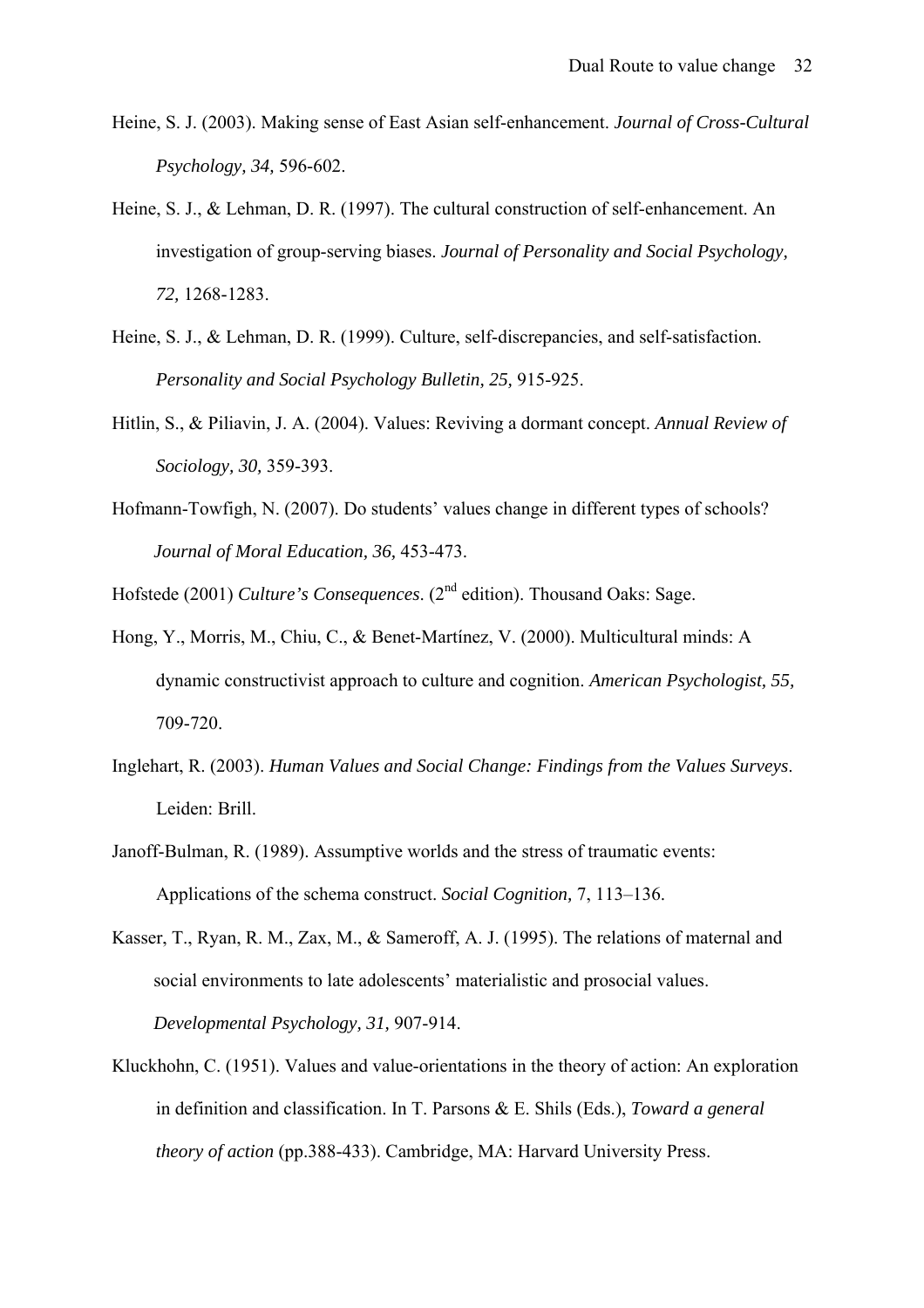Heine, S. J. (2003). Making sense of East Asian self-enhancement. *Journal of Cross-Cultural Psychology, 34,* 596-602.

Heine, S. J., & Lehman, D. R. (1997). The cultural construction of self-enhancement. An investigation of group-serving biases. *Journal of Personality and Social Psychology, 72,* 1268-1283.

Heine, S. J., & Lehman, D. R. (1999). Culture, self-discrepancies, and self-satisfaction. *Personality and Social Psychology Bulletin, 25,* 915-925.

Hitlin, S., & Piliavin, J. A. (2004). Values: Reviving a dormant concept. *Annual Review of Sociology, 30,* 359-393.

Hofmann-Towfigh, N. (2007). Do students' values change in different types of schools? *Journal of Moral Education, 36,* 453-473.

Hofstede (2001) *Culture's Consequences*. (2nd edition). Thousand Oaks: Sage.

Hong, Y., Morris, M., Chiu, C., & Benet-Martínez, V. (2000). Multicultural minds: A dynamic constructivist approach to culture and cognition. *American Psychologist, 55,* 709-720.

Inglehart, R. (2003). *Human Values and Social Change: Findings from the Values Surveys*. Leiden: Brill.

Janoff-Bulman, R. (1989). Assumptive worlds and the stress of traumatic events: Applications of the schema construct. *Social Cognition,* 7, 113–136.

Kasser, T., Ryan, R. M., Zax, M., & Sameroff, A. J. (1995). The relations of maternal and social environments to late adolescents' materialistic and prosocial values. *Developmental Psychology, 31,* 907-914.

Kluckhohn, C. (1951). Values and value-orientations in the theory of action: An exploration in definition and classification. In T. Parsons & E. Shils (Eds.), *Toward a general theory of action* (pp.388-433). Cambridge, MA: Harvard University Press.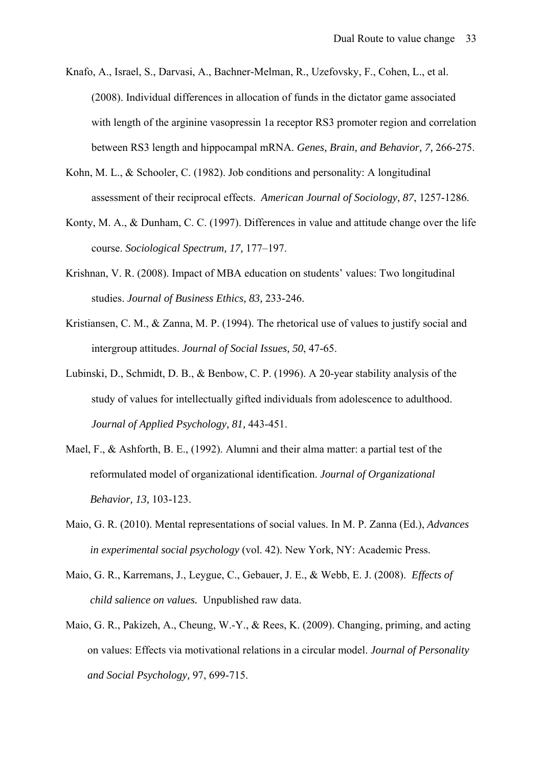Knafo, A., Israel, S., Darvasi, A., Bachner-Melman, R., Uzefovsky, F., Cohen, L., et al. (2008). Individual differences in allocation of funds in the dictator game associated with length of the arginine vasopressin 1a receptor RS3 promoter region and correlation between RS3 length and hippocampal mRNA. *Genes, Brain, and Behavior, 7,* 266-275.

Kohn, M. L., & Schooler, C. (1982). Job conditions and personality: A longitudinal assessment of their reciprocal effects. *American Journal of Sociology, 87*, 1257-1286.

Konty, M. A., & Dunham, C. C. (1997). Differences in value and attitude change over the life course. *Sociological Spectrum, 17,* 177–197.

Krishnan, V. R. (2008). Impact of MBA education on students' values: Two longitudinal studies. *Journal of Business Ethics, 83,* 233-246.

Kristiansen, C. M., & Zanna, M. P. (1994). The rhetorical use of values to justify social and intergroup attitudes. *Journal of Social Issues, 50*, 47-65.

Lubinski, D., Schmidt, D. B., & Benbow, C. P. (1996). A 20-year stability analysis of the study of values for intellectually gifted individuals from adolescence to adulthood. *Journal of Applied Psychology, 81,* 443-451.

Mael, F., & Ashforth, B. E., (1992). Alumni and their alma matter: a partial test of the reformulated model of organizational identification. *Journal of Organizational Behavior, 13,* 103-123.

Maio, G. R. (2010). Mental representations of social values. In M. P. Zanna (Ed.), *Advances in experimental social psychology* (vol. 42). New York, NY: Academic Press.

Maio, G. R., Karremans, J., Leygue, C., Gebauer, J. E., & Webb, E. J. (2008). *Effects of child salience on values.* Unpublished raw data.

Maio, G. R., Pakizeh, A., Cheung, W.-Y., & Rees, K. (2009). Changing, priming, and acting on values: Effects via motivational relations in a circular model. *Journal of Personality and Social Psychology,* 97, 699-715.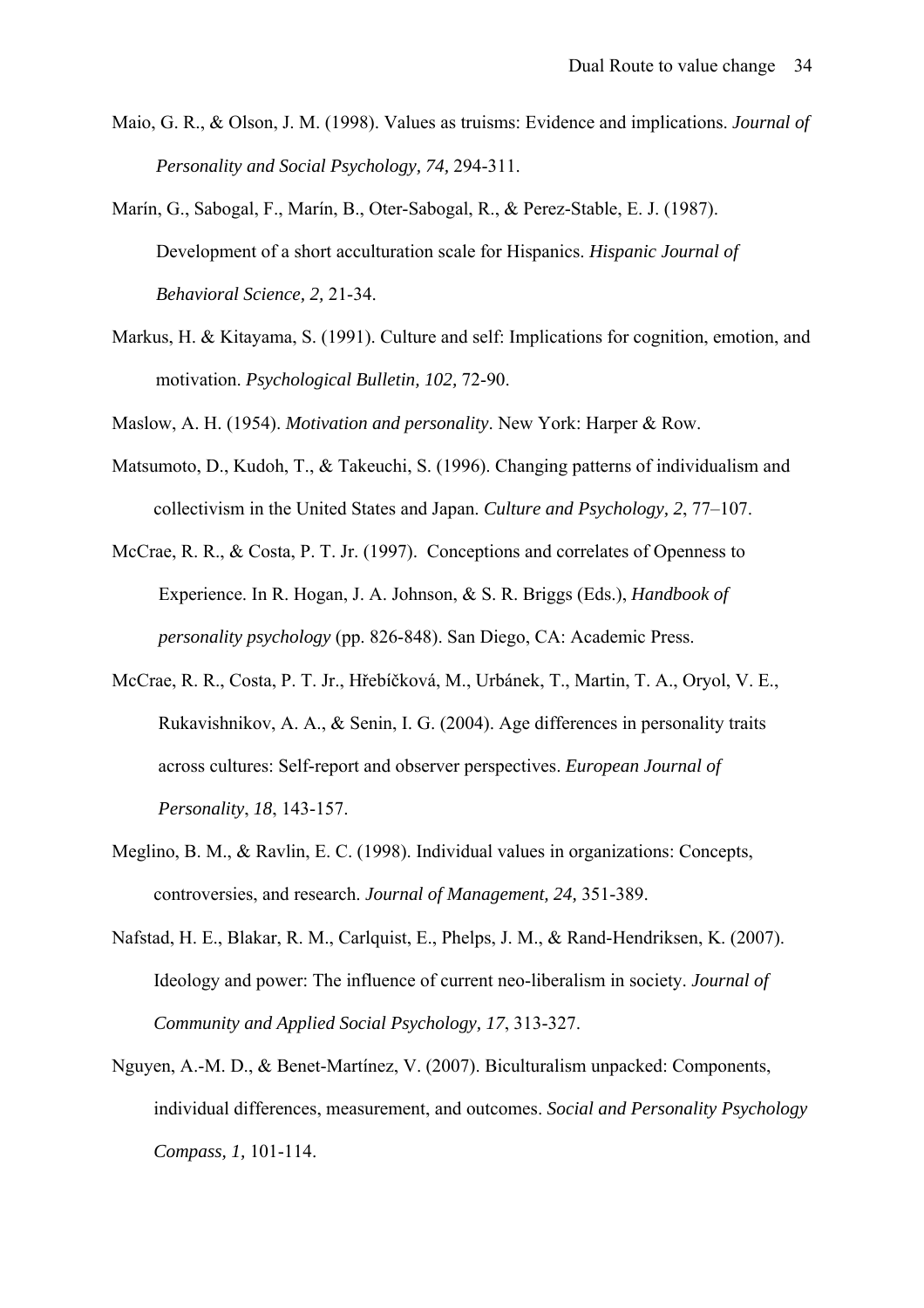Maio, G. R., & Olson, J. M. (1998). Values as truisms: Evidence and implications. *Journal of Personality and Social Psychology, 74,* 294-311.

Marín, G., Sabogal, F., Marín, B., Oter-Sabogal, R., & Perez-Stable, E. J. (1987). Development of a short acculturation scale for Hispanics. *Hispanic Journal of Behavioral Science, 2,* 21-34.

Markus, H. & Kitayama, S. (1991). Culture and self: Implications for cognition, emotion, and motivation. *Psychological Bulletin, 102,* 72-90.

Maslow, A. H. (1954). *Motivation and personality*. New York: Harper & Row.

Matsumoto, D., Kudoh, T., & Takeuchi, S. (1996). Changing patterns of individualism and collectivism in the United States and Japan. *Culture and Psychology, 2*, 77–107.

McCrae, R. R., & Costa, P. T. Jr. (1997). Conceptions and correlates of Openness to Experience. In R. Hogan, J. A. Johnson, & S. R. Briggs (Eds.), *Handbook of personality psychology* (pp. 826-848). San Diego, CA: Academic Press.

McCrae, R. R., Costa, P. T. Jr., Hřebíčková, M., Urbánek, T., Martin, T. A., Oryol, V. E., Rukavishnikov, A. A., & Senin, I. G. (2004). Age differences in personality traits across cultures: Self-report and observer perspectives. *European Journal of Personality*, *18*, 143-157.

Meglino, B. M., & Ravlin, E. C. (1998). Individual values in organizations: Concepts, controversies, and research. *Journal of Management, 24,* 351-389.

Nafstad, H. E., Blakar, R. M., Carlquist, E., Phelps, J. M., & Rand-Hendriksen, K. (2007). Ideology and power: The influence of current neo-liberalism in society. *Journal of Community and Applied Social Psychology, 17*, 313-327.

Nguyen, A.-M. D., & Benet-Martínez, V. (2007). Biculturalism unpacked: Components, individual differences, measurement, and outcomes. *Social and Personality Psychology Compass, 1,* 101-114.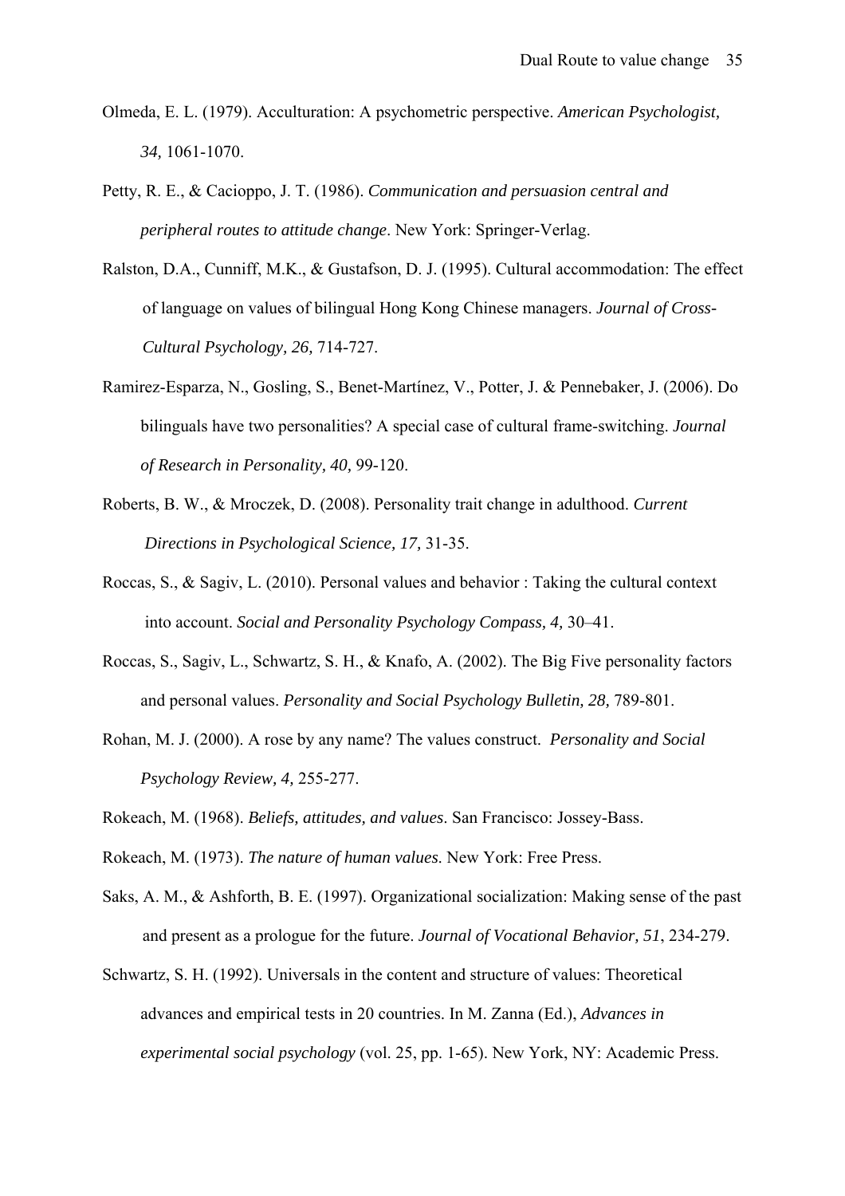Olmeda, E. L. (1979). Acculturation: A psychometric perspective. *American Psychologist, 34,* 1061-1070.

Petty, R. E., & Cacioppo, J. T. (1986). *Communication and persuasion central and peripheral routes to attitude change*. New York: Springer-Verlag.

Ralston, D.A., Cunniff, M.K., & Gustafson, D. J. (1995). Cultural accommodation: The effect of language on values of bilingual Hong Kong Chinese managers. *Journal of Cross-Cultural Psychology, 26,* 714-727.

Ramirez-Esparza, N., Gosling, S., Benet-Martínez, V., Potter, J. & Pennebaker, J. (2006). Do bilinguals have two personalities? A special case of cultural frame-switching. *Journal of Research in Personality, 40,* 99-120.

Roberts, B. W., & Mroczek, D. (2008). Personality trait change in adulthood. *Current Directions in Psychological Science, 17,* 31-35.

Roccas, S., & Sagiv, L. (2010). Personal values and behavior : Taking the cultural context into account. *Social and Personality Psychology Compass, 4,* 30–41.

Roccas, S., Sagiv, L., Schwartz, S. H., & Knafo, A. (2002). The Big Five personality factors and personal values. *Personality and Social Psychology Bulletin, 28,* 789-801.

Rohan, M. J. (2000). A rose by any name? The values construct. *Personality and Social Psychology Review, 4,* 255-277.

Rokeach, M. (1968). *Beliefs, attitudes, and values*. San Francisco: Jossey-Bass.

Rokeach, M. (1973). *The nature of human values.* New York: Free Press.

Saks, A. M., & Ashforth, B. E. (1997). Organizational socialization: Making sense of the past and present as a prologue for the future. *Journal of Vocational Behavior, 51*, 234-279.

Schwartz, S. H. (1992). Universals in the content and structure of values: Theoretical advances and empirical tests in 20 countries. In M. Zanna (Ed.), *Advances in experimental social psychology* (vol. 25, pp. 1-65). New York, NY: Academic Press.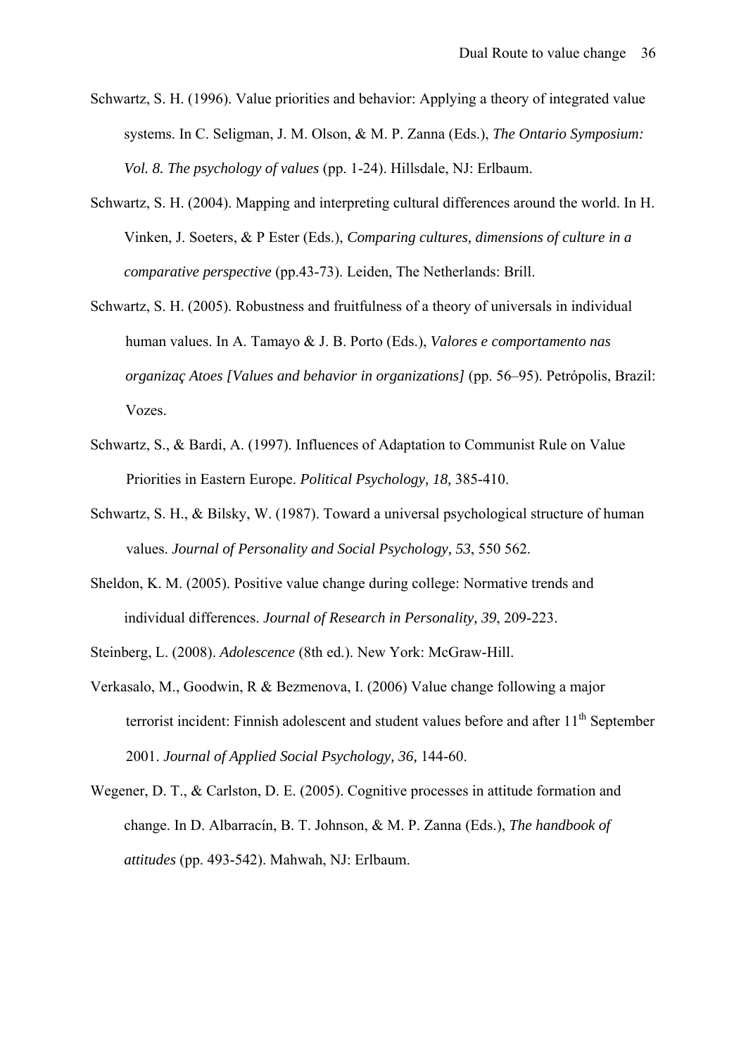Schwartz, S. H. (1996). Value priorities and behavior: Applying a theory of integrated value systems. In C. Seligman, J. M. Olson, & M. P. Zanna (Eds.), *The Ontario Symposium: Vol. 8. The psychology of values* (pp. 1-24). Hillsdale, NJ: Erlbaum.

Schwartz, S. H. (2004). Mapping and interpreting cultural differences around the world. In H. Vinken, J. Soeters, & P Ester (Eds.), *Comparing cultures, dimensions of culture in a comparative perspective* (pp.43-73). Leiden, The Netherlands: Brill.

Schwartz, S. H. (2005). Robustness and fruitfulness of a theory of universals in individual human values. In A. Tamayo & J. B. Porto (Eds.), *Valores e comportamento nas organizaç Atoes [Values and behavior in organizations]* (pp. 56–95). Petrópolis, Brazil: Vozes.

Schwartz, S., & Bardi, A. (1997). Influences of Adaptation to Communist Rule on Value Priorities in Eastern Europe. *Political Psychology, 18,* 385-410.

Schwartz, S. H., & Bilsky, W. (1987). Toward a universal psychological structure of human values. *Journal of Personality and Social Psychology, 53*, 550 562.

Sheldon, K. M. (2005). Positive value change during college: Normative trends and individual differences. *Journal of Research in Personality, 39*, 209-223.

Steinberg, L. (2008). *Adolescence* (8th ed.). New York: McGraw-Hill.

Verkasalo, M., Goodwin, R & Bezmenova, I. (2006) Value change following a major terrorist incident: Finnish adolescent and student values before and after 11th September 2001. *Journal of Applied Social Psychology, 36,* 144-60.

Wegener, D. T., & Carlston, D. E. (2005). Cognitive processes in attitude formation and change. In D. Albarracín, B. T. Johnson, & M. P. Zanna (Eds.), *The handbook of attitudes* (pp. 493-542). Mahwah, NJ: Erlbaum.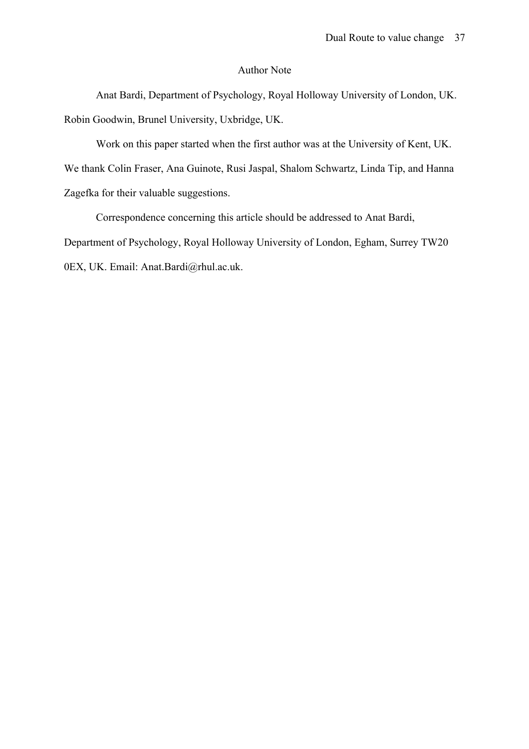## Author Note

Anat Bardi, Department of Psychology, Royal Holloway University of London, UK. Robin Goodwin, Brunel University, Uxbridge, UK.

Work on this paper started when the first author was at the University of Kent, UK. We thank Colin Fraser, Ana Guinote, Rusi Jaspal, Shalom Schwartz, Linda Tip, and Hanna Zagefka for their valuable suggestions.

Correspondence concerning this article should be addressed to Anat Bardi, Department of Psychology, Royal Holloway University of London, Egham, Surrey TW20 0EX, UK. Email: Anat.Bardi@rhul.ac.uk.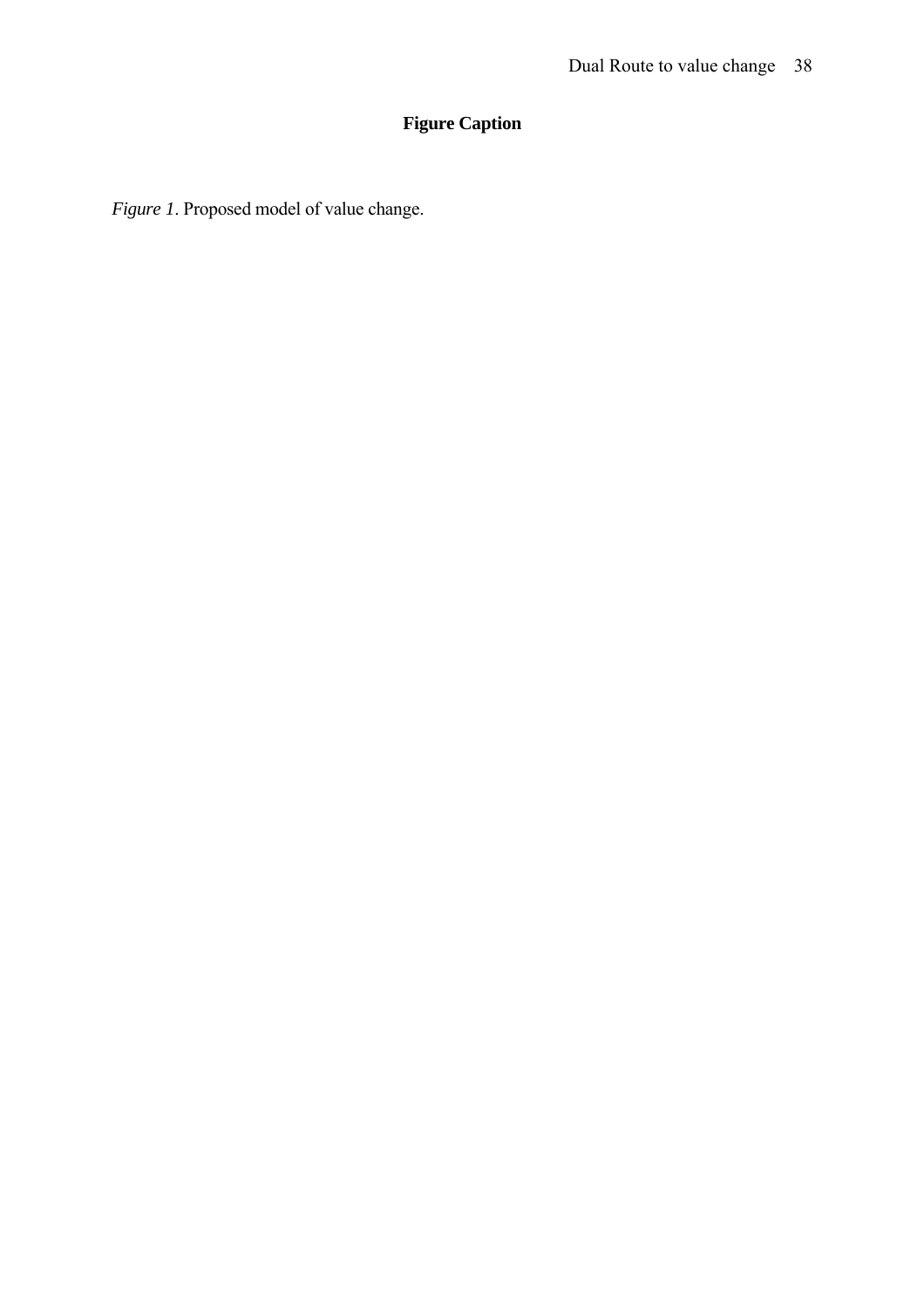# Figure Caption

*Figure 1*. Proposed model of value change.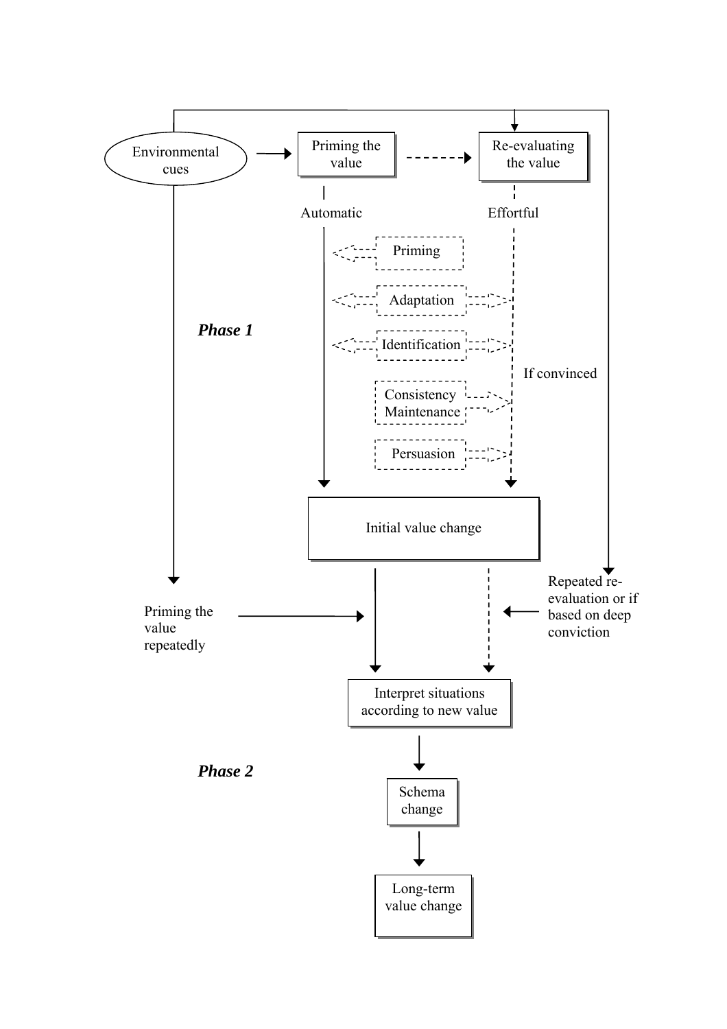Environmental cues

Priming the value

Re-evaluating the value

Automatic

Effortful

Priming

Adaptation

Identification

Consistency Maintenance

Persuasion

If convinced

*Phase 1*

Initial value change

Priming the value repeatedly

Repeated re-evaluation or if based on deep conviction

Interpret situations according to new value

*Phase 2*

Schema change

Long-term value change